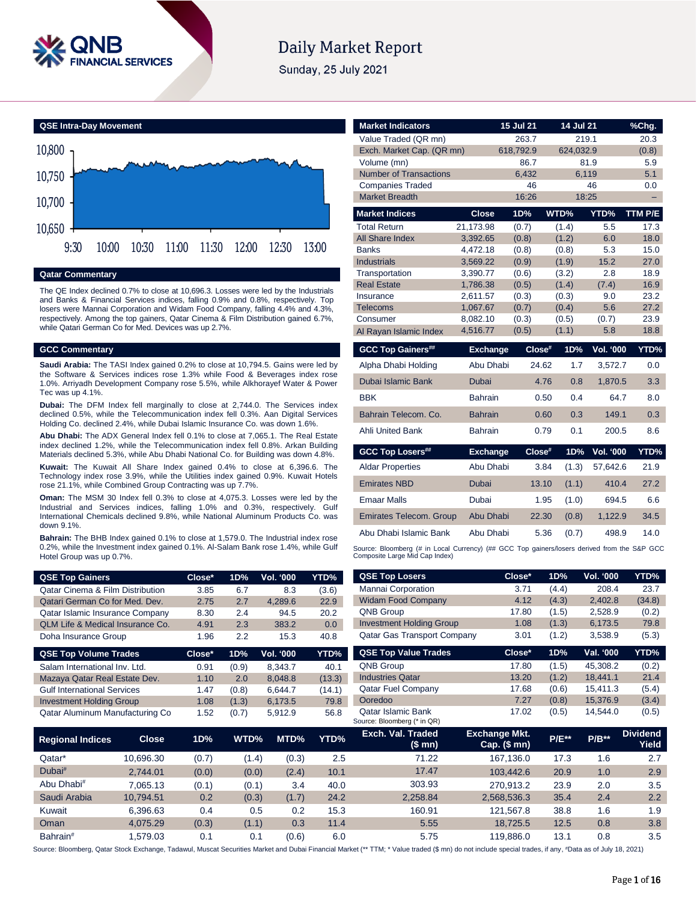# Daily Market Report

Sunday, 25 July 2021

## QSE Intra-Day Movement

## Qatar Commentary

The QE Index declined 0.7% to close at 10,696.3. Losses were led by the Industrials and Banks & Financial Services indices, falling 0.9% and 0.8%, respectively. Top losers were Mannai Corporation and Widam Food Company, falling 4.4% and 4.3%, respectively. Among the top gainers, Qatar Cinema & Film Distribution gained 6.7%, while Qatari German Co for Med. Devices was up 2.7%.

## GCC Commentary

**Saudi Arabia:** The TASI Index gained 0.2% to close at 10,794.5. Gains were led by the Software & Services indices rose 1.3% while Food & Beverages index rose 1.0%. Arriyadh Development Company rose 5.5%, while Alkhorayef Water & Power Tec was up 4.1%.

**Dubai:** The DFM Index fell marginally to close at 2,744.0. The Services index declined 0.5%, while the Telecommunication index fell 0.3%. Aan Digital Services Holding Co. declined 2.4%, while Dubai Islamic Insurance Co. was down 1.6%.

**Abu Dhabi:** The ADX General Index fell 0.1% to close at 7,065.1. The Real Estate index declined 1.2%, while the Telecommunication index fell 0.8%. Arkan Building Materials declined 5.3%, while Abu Dhabi National Co. for Building was down 4.8%.

**Kuwait:** The Kuwait All Share Index gained 0.4% to close at 6,396.6. The Technology index rose 3.9%, while the Utilities index gained 0.9%. Kuwait Hotels rose 21.1%, while Combined Group Contracting was up 7.7%.

**Oman:** The MSM 30 Index fell 0.3% to close at 4,075.3. Losses were led by the Industrial and Services indices, falling 1.0% and 0.3%, respectively. Gulf International Chemicals declined 9.8%, while National Aluminum Products Co. was down 9.1%.

**Bahrain:** The BHB Index gained 0.1% to close at 1,579.0. The Industrial index rose 0.2%, while the Investment index gained 0.1%. Al-Salam Bank rose 1.4%, while Gulf Hotel Group was up 0.7%.

| Market Indicators | 15 Jul 21 | 14 Jul 21 | %Chg. |
|---|---|---|---|
| Value Traded (QR mn) | 263.7 | 219.1 | 20.3 |
| Exch. Market Cap. (QR mn) | 618,792.9 | 624,032.9 | (0.8) |
| Volume (mn) | 86.7 | 81.9 | 5.9 |
| Number of Transactions | 6,432 | 6,119 | 5.1 |
| Companies Traded | 46 | 46 | 0.0 |
| Market Breadth | 16:26 | 18:25 | – |

| Market Indices | Close | 1D% | WTD% | YTD% | TTM P/E |
|---|---|---|---|---|---|
| Total Return | 21,173.98 | (0.7) | (1.4) | 5.5 | 17.3 |
| All Share Index | 3,392.65 | (0.8) | (1.2) | 6.0 | 18.0 |
| Banks | 4,472.18 | (0.8) | (0.8) | 5.3 | 15.0 |
| Industrials | 3,569.22 | (0.9) | (1.9) | 15.2 | 27.0 |
| Transportation | 3,390.77 | (0.6) | (3.2) | 2.8 | 18.9 |
| Real Estate | 1,786.38 | (0.5) | (1.4) | (7.4) | 16.9 |
| Insurance | 2,611.57 | (0.3) | (0.3) | 9.0 | 23.2 |
| Telecoms | 1,067.67 | (0.7) | (0.4) | 5.6 | 27.2 |
| Consumer | 8,082.10 | (0.3) | (0.5) | (0.7) | 23.9 |
| Al Rayan Islamic Index | 4,516.77 | (0.5) | (1.1) | 5.8 | 18.8 |

| GCC Top Gainers## | Exchange | Close# | 1D% | Vol. '000 | YTD% |
|---|---|---|---|---|---|
| Alpha Dhabi Holding | Abu Dhabi | 24.62 | 1.7 | 3,572.7 | 0.0 |
| Dubai Islamic Bank | Dubai | 4.76 | 0.8 | 1,870.5 | 3.3 |
| BBK | Bahrain | 0.50 | 0.4 | 64.7 | 8.0 |
| Bahrain Telecom. Co. | Bahrain | 0.60 | 0.3 | 149.1 | 0.3 |
| Ahli United Bank | Bahrain | 0.79 | 0.1 | 200.5 | 8.6 |

| GCC Top Losers## | Exchange | Close# | 1D% | Vol. '000 | YTD% |
|---|---|---|---|---|---|
| Aldar Properties | Abu Dhabi | 3.84 | (1.3) | 57,642.6 | 21.9 |
| Emirates NBD | Dubai | 13.10 | (1.1) | 410.4 | 27.2 |
| Emaar Malls | Dubai | 1.95 | (1.0) | 694.5 | 6.6 |
| Emirates Telecom. Group | Abu Dhabi | 22.30 | (0.8) | 1,122.9 | 34.5 |
| Abu Dhabi Islamic Bank | Abu Dhabi | 5.36 | (0.7) | 498.9 | 14.0 |

Source: Bloomberg (# in Local Currency) (## GCC Top gainers/losers derived from the S&P GCC Composite Large Mid Cap Index)

| QSE Top Gainers | Close* | 1D% | Vol. '000 | YTD% |
|---|---|---|---|---|
| Qatar Cinema & Film Distribution | 3.85 | 6.7 | 8.3 | (3.6) |
| Qatari German Co for Med. Dev. | 2.75 | 2.7 | 4,289.6 | 22.9 |
| Qatar Islamic Insurance Company | 8.30 | 2.4 | 94.5 | 20.2 |
| QLM Life & Medical Insurance Co. | 4.91 | 2.3 | 383.2 | 0.0 |
| Doha Insurance Group | 1.96 | 2.2 | 15.3 | 40.8 |

| QSE Top Volume Trades | Close* | 1D% | Vol. '000 | YTD% |
|---|---|---|---|---|
| Salam International Inv. Ltd. | 0.91 | (0.9) | 8,343.7 | 40.1 |
| Mazaya Qatar Real Estate Dev. | 1.10 | 2.0 | 8,048.8 | (13.3) |
| Gulf International Services | 1.47 | (0.8) | 6,644.7 | (14.1) |
| Investment Holding Group | 1.08 | (1.3) | 6,173.5 | 79.8 |
| Qatar Aluminum Manufacturing Co | 1.52 | (0.7) | 5,912.9 | 56.8 |

| QSE Top Losers | Close* | 1D% | Vol. '000 | YTD% |
|---|---|---|---|---|
| Mannai Corporation | 3.71 | (4.4) | 208.4 | 23.7 |
| Widam Food Company | 4.12 | (4.3) | 2,402.8 | (34.8) |
| QNB Group | 17.80 | (1.5) | 2,528.9 | (0.2) |
| Investment Holding Group | 1.08 | (1.3) | 6,173.5 | 79.8 |
| Qatar Gas Transport Company | 3.01 | (1.2) | 3,538.9 | (5.3) |

| QSE Top Value Trades | Close* | 1D% | Val. '000 | YTD% |
|---|---|---|---|---|
| QNB Group | 17.80 | (1.5) | 45,308.2 | (0.2) |
| Industries Qatar | 13.20 | (1.2) | 18,441.1 | 21.4 |
| Qatar Fuel Company | 17.68 | (0.6) | 15,411.3 | (5.4) |
| Ooredoo | 7.27 | (0.8) | 15,376.9 | (3.4) |
| Qatar Islamic Bank | 17.02 | (0.5) | 14,544.0 | (0.5) |

Source: Bloomberg (* in QR)

| Regional Indices | Close | 1D% | WTD% | MTD% | YTD% | Exch. Val. Traded ($ mn) | Exchange Mkt. Cap. ($ mn) | P/E** | P/B** | Dividend Yield |
|---|---|---|---|---|---|---|---|---|---|---|
| Qatar* | 10,696.30 | (0.7) | (1.4) | (0.3) | 2.5 | 71.22 | 167,136.0 | 17.3 | 1.6 | 2.7 |
| Dubai# | 2,744.01 | (0.0) | (0.0) | (2.4) | 10.1 | 17.47 | 103,442.6 | 20.9 | 1.0 | 2.9 |
| Abu Dhabi# | 7,065.13 | (0.1) | (0.1) | 3.4 | 40.0 | 303.93 | 270,913.2 | 23.9 | 2.0 | 3.5 |
| Saudi Arabia | 10,794.51 | 0.2 | (0.3) | (1.7) | 24.2 | 2,258.84 | 2,568,536.3 | 35.4 | 2.4 | 2.2 |
| Kuwait | 6,396.63 | 0.4 | 0.5 | 0.2 | 15.3 | 160.91 | 121,567.8 | 38.8 | 1.6 | 1.9 |
| Oman | 4,075.29 | (0.3) | (1.1) | 0.3 | 11.4 | 5.55 | 18,725.5 | 12.5 | 0.8 | 3.8 |
| Bahrain# | 1,579.03 | 0.1 | 0.1 | (0.6) | 6.0 | 5.75 | 119,886.0 | 13.1 | 0.8 | 3.5 |

Source: Bloomberg, Qatar Stock Exchange, Tadawul, Muscat Securities Market and Dubai Financial Market (** TTM; * Value traded ($ mn) do not include special trades, if any, #Data as of July 18, 2021)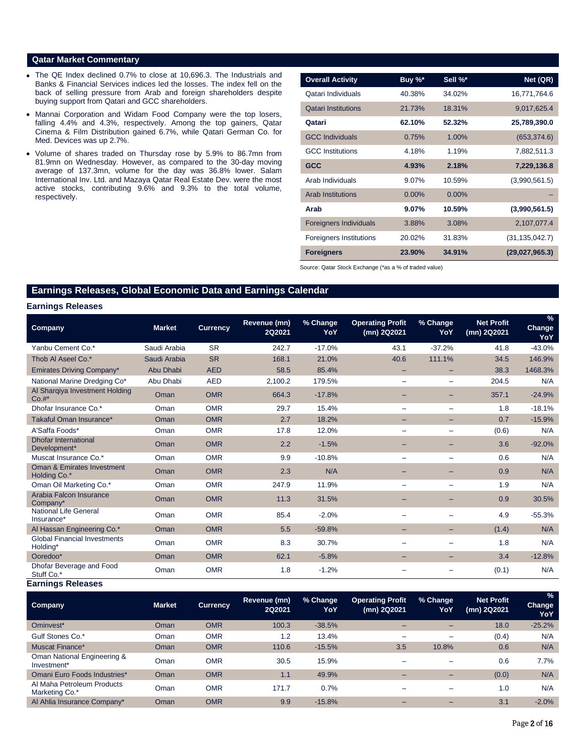## Qatar Market Commentary

- The QE Index declined 0.7% to close at 10,696.3. The Industrials and Banks & Financial Services indices led the losses. The index fell on the back of selling pressure from Arab and foreign shareholders despite buying support from Qatari and GCC shareholders.
- Mannai Corporation and Widam Food Company were the top losers, falling 4.4% and 4.3%, respectively. Among the top gainers, Qatar Cinema & Film Distribution gained 6.7%, while Qatari German Co. for Med. Devices was up 2.7%.
- Volume of shares traded on Thursday rose by 5.9% to 86.7mn from 81.9mn on Wednesday. However, as compared to the 30-day moving average of 137.3mn, volume for the day was 36.8% lower. Salam International Inv. Ltd. and Mazaya Qatar Real Estate Dev. were the most active stocks, contributing 9.6% and 9.3% to the total volume, respectively.

| Overall Activity | Buy %* | Sell %* | Net (QR) |
|---|---|---|---|
| Qatari Individuals | 40.38% | 34.02% | 16,771,764.6 |
| Qatari Institutions | 21.73% | 18.31% | 9,017,625.4 |
| **Qatari** | **62.10%** | **52.32%** | **25,789,390.0** |
| GCC Individuals | 0.75% | 1.00% | (653,374.6) |
| GCC Institutions | 4.18% | 1.19% | 7,882,511.3 |
| **GCC** | **4.93%** | **2.18%** | **7,229,136.8** |
| Arab Individuals | 9.07% | 10.59% | (3,990,561.5) |
| Arab Institutions | 0.00% | 0.00% | – |
| **Arab** | **9.07%** | **10.59%** | **(3,990,561.5)** |
| Foreigners Individuals | 3.88% | 3.08% | 2,107,077.4 |
| Foreigners Institutions | 20.02% | 31.83% | (31,135,042.7) |
| **Foreigners** | **23.90%** | **34.91%** | **(29,027,965.3)** |

Source: Qatar Stock Exchange (*as a % of traded value)

## Earnings Releases, Global Economic Data and Earnings Calendar

### Earnings Releases

| Company | Market | Currency | Revenue (mn) 2Q2021 | % Change YoY | Operating Profit (mn) 2Q2021 | % Change YoY | Net Profit (mn) 2Q2021 | % Change YoY |
|---|---|---|---|---|---|---|---|---|
| Yanbu Cement Co.* | Saudi Arabia | SR | 242.7 | -17.0% | 43.1 | -37.2% | 41.8 | -43.0% |
| Thob Al Aseel Co.* | Saudi Arabia | SR | 168.1 | 21.0% | 40.6 | 111.1% | 34.5 | 146.9% |
| Emirates Driving Company* | Abu Dhabi | AED | 58.5 | 85.4% | – | – | 38.3 | 1468.3% |
| National Marine Dredging Co* | Abu Dhabi | AED | 2,100.2 | 179.5% | – | – | 204.5 | N/A |
| Al Sharqiya Investment Holding Co.#* | Oman | OMR | 664.3 | -17.8% | – | – | 357.1 | -24.9% |
| Dhofar Insurance Co.* | Oman | OMR | 29.7 | 15.4% | – | – | 1.8 | -18.1% |
| Takaful Oman Insurance* | Oman | OMR | 2.7 | 18.2% | – | – | 0.7 | -15.9% |
| A'Saffa Foods* | Oman | OMR | 17.8 | 12.0% | – | – | (0.6) | N/A |
| Dhofar International Development* | Oman | OMR | 2.2 | -1.5% | – | – | 3.6 | -92.0% |
| Muscat Insurance Co.* | Oman | OMR | 9.9 | -10.8% | – | – | 0.6 | N/A |
| Oman & Emirates Investment Holding Co.* | Oman | OMR | 2.3 | N/A | – | – | 0.9 | N/A |
| Oman Oil Marketing Co.* | Oman | OMR | 247.9 | 11.9% | – | – | 1.9 | N/A |
| Arabia Falcon Insurance Company* | Oman | OMR | 11.3 | 31.5% | – | – | 0.9 | 30.5% |
| National Life General Insurance* | Oman | OMR | 85.4 | -2.0% | – | – | 4.9 | -55.3% |
| Al Hassan Engineering Co.* | Oman | OMR | 5.5 | -59.8% | – | – | (1.4) | N/A |
| Global Financial Investments Holding* | Oman | OMR | 8.3 | 30.7% | – | – | 1.8 | N/A |
| Ooredoo* | Oman | OMR | 62.1 | -5.8% | – | – | 3.4 | -12.8% |
| Dhofar Beverage and Food Stuff Co.* | Oman | OMR | 1.8 | -1.2% | – | – | (0.1) | N/A |

### Earnings Releases

| Company | Market | Currency | Revenue (mn) 2Q2021 | % Change YoY | Operating Profit (mn) 2Q2021 | % Change YoY | Net Profit (mn) 2Q2021 | % Change YoY |
|---|---|---|---|---|---|---|---|---|
| Ominvest* | Oman | OMR | 100.3 | -38.5% | – | – | 18.0 | -25.2% |
| Gulf Stones Co.* | Oman | OMR | 1.2 | 13.4% | – | – | (0.4) | N/A |
| Muscat Finance* | Oman | OMR | 110.6 | -15.5% | 3.5 | 10.8% | 0.6 | N/A |
| Oman National Engineering & Investment* | Oman | OMR | 30.5 | 15.9% | – | – | 0.6 | 7.7% |
| Omani Euro Foods Industries* | Oman | OMR | 1.1 | 49.9% | – | – | (0.0) | N/A |
| Al Maha Petroleum Products Marketing Co.* | Oman | OMR | 171.7 | 0.7% | – | – | 1.0 | N/A |
| Al Ahlia Insurance Company* | Oman | OMR | 9.9 | -15.8% | – | – | 3.1 | -2.0% |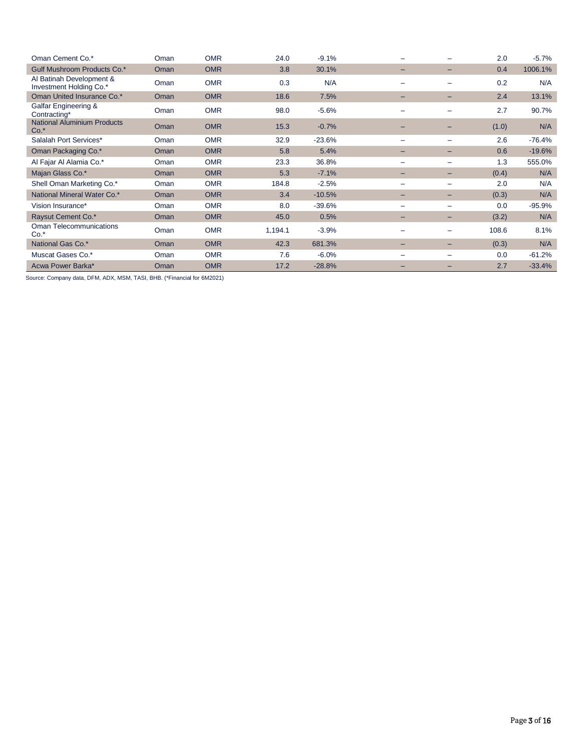| | | | | | | | | |
|---|---|---|---|---|---|---|---|---|
| Oman Cement Co.* | Oman | OMR | 24.0 | -9.1% | – | – | 2.0 | -5.7% |
| Gulf Mushroom Products Co.* | Oman | OMR | 3.8 | 30.1% | – | – | 0.4 | 1006.1% |
| Al Batinah Development & Investment Holding Co.* | Oman | OMR | 0.3 | N/A | – | – | 0.2 | N/A |
| Oman United Insurance Co.* | Oman | OMR | 18.6 | 7.5% | – | – | 2.4 | 13.1% |
| Galfar Engineering & Contracting* | Oman | OMR | 98.0 | -5.6% | – | – | 2.7 | 90.7% |
| National Aluminium Products Co.* | Oman | OMR | 15.3 | -0.7% | – | – | (1.0) | N/A |
| Salalah Port Services* | Oman | OMR | 32.9 | -23.6% | – | – | 2.6 | -76.4% |
| Oman Packaging Co.* | Oman | OMR | 5.8 | 5.4% | – | – | 0.6 | -19.6% |
| Al Fajar Al Alamia Co.* | Oman | OMR | 23.3 | 36.8% | – | – | 1.3 | 555.0% |
| Majan Glass Co.* | Oman | OMR | 5.3 | -7.1% | – | – | (0.4) | N/A |
| Shell Oman Marketing Co.* | Oman | OMR | 184.8 | -2.5% | – | – | 2.0 | N/A |
| National Mineral Water Co.* | Oman | OMR | 3.4 | -10.5% | – | – | (0.3) | N/A |
| Vision Insurance* | Oman | OMR | 8.0 | -39.6% | – | – | 0.0 | -95.9% |
| Raysut Cement Co.* | Oman | OMR | 45.0 | 0.5% | – | – | (3.2) | N/A |
| Oman Telecommunications Co.* | Oman | OMR | 1,194.1 | -3.9% | – | – | 108.6 | 8.1% |
| National Gas Co.* | Oman | OMR | 42.3 | 681.3% | – | – | (0.3) | N/A |
| Muscat Gases Co.* | Oman | OMR | 7.6 | -6.0% | – | – | 0.0 | -61.2% |
| Acwa Power Barka* | Oman | OMR | 17.2 | -28.8% | – | – | 2.7 | -33.4% |

Source: Company data, DFM, ADX, MSM, TASI, BHB. (*Financial for 6M2021)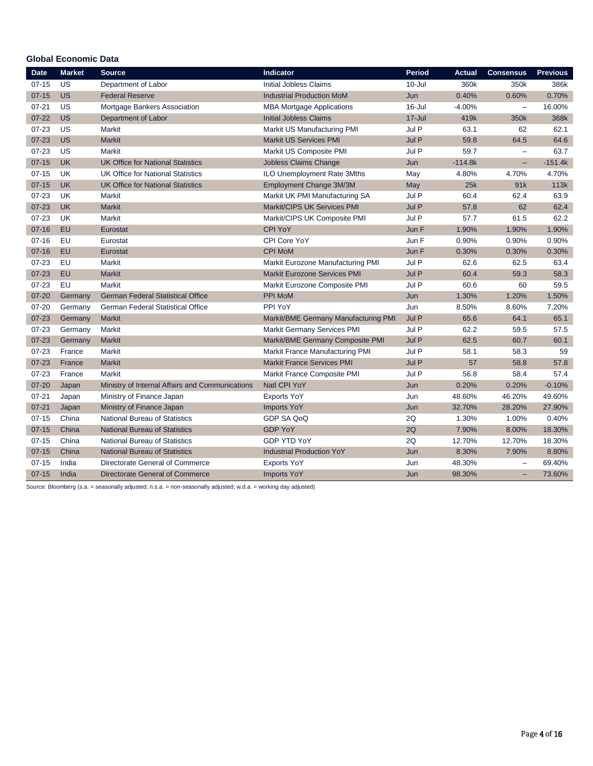### Global Economic Data

| Date | Market | Source | Indicator | Period | Actual | Consensus | Previous |
|---|---|---|---|---|---|---|---|
| 07-15 | US | Department of Labor | Initial Jobless Claims | 10-Jul | 360k | 350k | 386k |
| 07-15 | US | Federal Reserve | Industrial Production MoM | Jun | 0.40% | 0.60% | 0.70% |
| 07-21 | US | Mortgage Bankers Association | MBA Mortgage Applications | 16-Jul | -4.00% | – | 16.00% |
| 07-22 | US | Department of Labor | Initial Jobless Claims | 17-Jul | 419k | 350k | 368k |
| 07-23 | US | Markit | Markit US Manufacturing PMI | Jul P | 63.1 | 62 | 62.1 |
| 07-23 | US | Markit | Markit US Services PMI | Jul P | 59.8 | 64.5 | 64.6 |
| 07-23 | US | Markit | Markit US Composite PMI | Jul P | 59.7 | – | 63.7 |
| 07-15 | UK | UK Office for National Statistics | Jobless Claims Change | Jun | -114.8k | – | -151.4k |
| 07-15 | UK | UK Office for National Statistics | ILO Unemployment Rate 3Mths | May | 4.80% | 4.70% | 4.70% |
| 07-15 | UK | UK Office for National Statistics | Employment Change 3M/3M | May | 25k | 91k | 113k |
| 07-23 | UK | Markit | Markit UK PMI Manufacturing SA | Jul P | 60.4 | 62.4 | 63.9 |
| 07-23 | UK | Markit | Markit/CIPS UK Services PMI | Jul P | 57.8 | 62 | 62.4 |
| 07-23 | UK | Markit | Markit/CIPS UK Composite PMI | Jul P | 57.7 | 61.5 | 62.2 |
| 07-16 | EU | Eurostat | CPI YoY | Jun F | 1.90% | 1.90% | 1.90% |
| 07-16 | EU | Eurostat | CPI Core YoY | Jun F | 0.90% | 0.90% | 0.90% |
| 07-16 | EU | Eurostat | CPI MoM | Jun F | 0.30% | 0.30% | 0.30% |
| 07-23 | EU | Markit | Markit Eurozone Manufacturing PMI | Jul P | 62.6 | 62.5 | 63.4 |
| 07-23 | EU | Markit | Markit Eurozone Services PMI | Jul P | 60.4 | 59.3 | 58.3 |
| 07-23 | EU | Markit | Markit Eurozone Composite PMI | Jul P | 60.6 | 60 | 59.5 |
| 07-20 | Germany | German Federal Statistical Office | PPI MoM | Jun | 1.30% | 1.20% | 1.50% |
| 07-20 | Germany | German Federal Statistical Office | PPI YoY | Jun | 8.50% | 8.60% | 7.20% |
| 07-23 | Germany | Markit | Markit/BME Germany Manufacturing PMI | Jul P | 65.6 | 64.1 | 65.1 |
| 07-23 | Germany | Markit | Markit Germany Services PMI | Jul P | 62.2 | 59.5 | 57.5 |
| 07-23 | Germany | Markit | Markit/BME Germany Composite PMI | Jul P | 62.5 | 60.7 | 60.1 |
| 07-23 | France | Markit | Markit France Manufacturing PMI | Jul P | 58.1 | 58.3 | 59 |
| 07-23 | France | Markit | Markit France Services PMI | Jul P | 57 | 58.8 | 57.8 |
| 07-23 | France | Markit | Markit France Composite PMI | Jul P | 56.8 | 58.4 | 57.4 |
| 07-20 | Japan | Ministry of Internal Affairs and Communications | Natl CPI YoY | Jun | 0.20% | 0.20% | -0.10% |
| 07-21 | Japan | Ministry of Finance Japan | Exports YoY | Jun | 48.60% | 46.20% | 49.60% |
| 07-21 | Japan | Ministry of Finance Japan | Imports YoY | Jun | 32.70% | 28.20% | 27.90% |
| 07-15 | China | National Bureau of Statistics | GDP SA QoQ | 2Q | 1.30% | 1.00% | 0.40% |
| 07-15 | China | National Bureau of Statistics | GDP YoY | 2Q | 7.90% | 8.00% | 18.30% |
| 07-15 | China | National Bureau of Statistics | GDP YTD YoY | 2Q | 12.70% | 12.70% | 18.30% |
| 07-15 | China | National Bureau of Statistics | Industrial Production YoY | Jun | 8.30% | 7.90% | 8.80% |
| 07-15 | India | Directorate General of Commerce | Exports YoY | Jun | 48.30% | – | 69.40% |
| 07-15 | India | Directorate General of Commerce | Imports YoY | Jun | 98.30% | – | 73.60% |

Source: Bloomberg (s.a. = seasonally adjusted; n.s.a. = non-seasonally adjusted; w.d.a. = working day adjusted)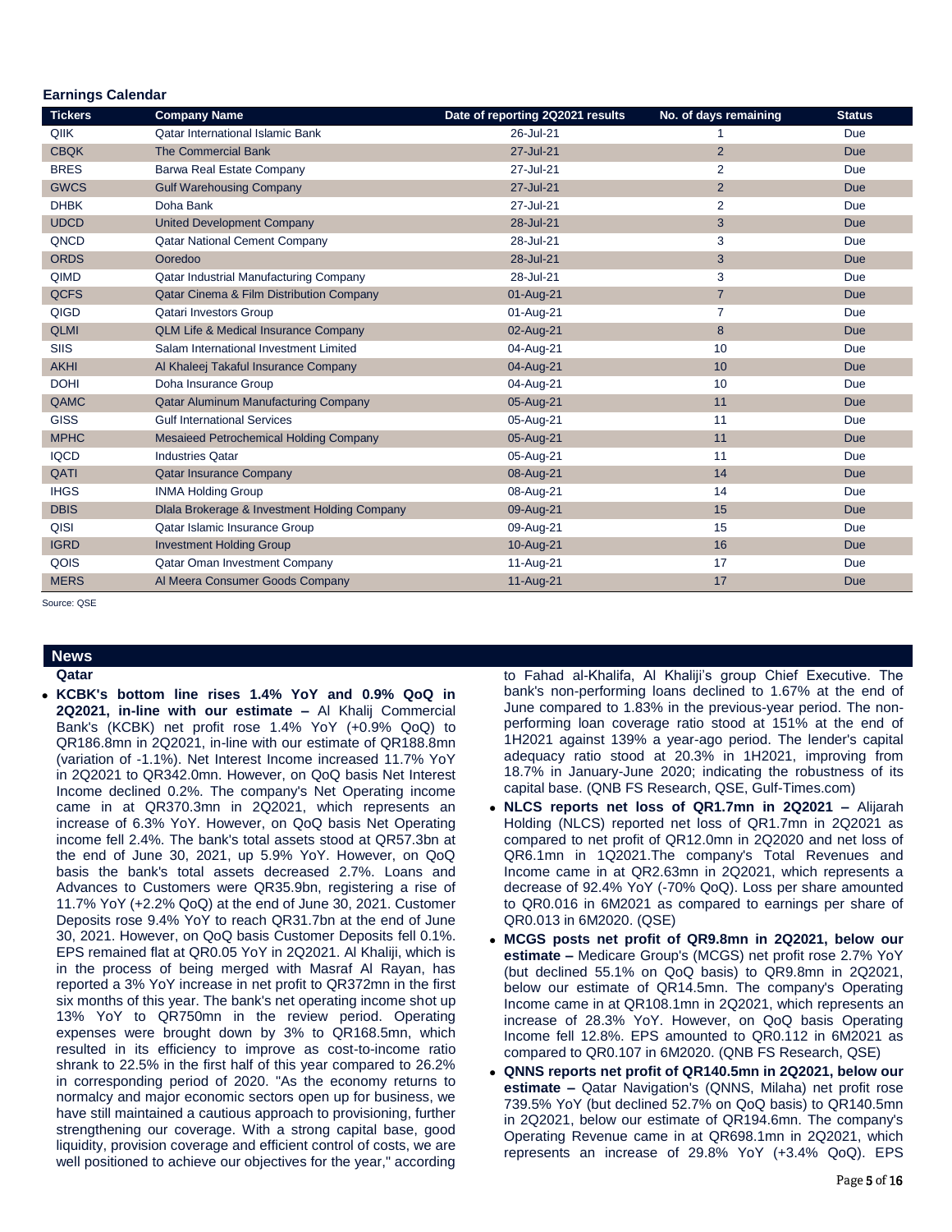## Earnings Calendar

| Tickers | Company Name | Date of reporting 2Q2021 results | No. of days remaining | Status |
|---|---|---|---|---|
| QIIK | Qatar International Islamic Bank | 26-Jul-21 | 1 | Due |
| CBQK | The Commercial Bank | 27-Jul-21 | 2 | Due |
| BRES | Barwa Real Estate Company | 27-Jul-21 | 2 | Due |
| GWCS | Gulf Warehousing Company | 27-Jul-21 | 2 | Due |
| DHBK | Doha Bank | 27-Jul-21 | 2 | Due |
| UDCD | United Development Company | 28-Jul-21 | 3 | Due |
| QNCD | Qatar National Cement Company | 28-Jul-21 | 3 | Due |
| ORDS | Ooredoo | 28-Jul-21 | 3 | Due |
| QIMD | Qatar Industrial Manufacturing Company | 28-Jul-21 | 3 | Due |
| QCFS | Qatar Cinema & Film Distribution Company | 01-Aug-21 | 7 | Due |
| QIGD | Qatari Investors Group | 01-Aug-21 | 7 | Due |
| QLMI | QLM Life & Medical Insurance Company | 02-Aug-21 | 8 | Due |
| SIIS | Salam International Investment Limited | 04-Aug-21 | 10 | Due |
| AKHI | Al Khaleej Takaful Insurance Company | 04-Aug-21 | 10 | Due |
| DOHI | Doha Insurance Group | 04-Aug-21 | 10 | Due |
| QAMC | Qatar Aluminum Manufacturing Company | 05-Aug-21 | 11 | Due |
| GISS | Gulf International Services | 05-Aug-21 | 11 | Due |
| MPHC | Mesaieed Petrochemical Holding Company | 05-Aug-21 | 11 | Due |
| IQCD | Industries Qatar | 05-Aug-21 | 11 | Due |
| QATI | Qatar Insurance Company | 08-Aug-21 | 14 | Due |
| IHGS | INMA Holding Group | 08-Aug-21 | 14 | Due |
| DBIS | Dlala Brokerage & Investment Holding Company | 09-Aug-21 | 15 | Due |
| QISI | Qatar Islamic Insurance Group | 09-Aug-21 | 15 | Due |
| IGRD | Investment Holding Group | 10-Aug-21 | 16 | Due |
| QOIS | Qatar Oman Investment Company | 11-Aug-21 | 17 | Due |
| MERS | Al Meera Consumer Goods Company | 11-Aug-21 | 17 | Due |

Source: QSE

## News

### Qatar

- **KCBK's bottom line rises 1.4% YoY and 0.9% QoQ in 2Q2021, in-line with our estimate –** Al Khalij Commercial Bank's (KCBK) net profit rose 1.4% YoY (+0.9% QoQ) to QR186.8mn in 2Q2021, in-line with our estimate of QR188.8mn (variation of -1.1%). Net Interest Income increased 11.7% YoY in 2Q2021 to QR342.0mn. However, on QoQ basis Net Interest Income declined 0.2%. The company's Net Operating income came in at QR370.3mn in 2Q2021, which represents an increase of 6.3% YoY. However, on QoQ basis Net Operating income fell 2.4%. The bank's total assets stood at QR57.3bn at the end of June 30, 2021, up 5.9% YoY. However, on QoQ basis the bank's total assets decreased 2.7%. Loans and Advances to Customers were QR35.9bn, registering a rise of 11.7% YoY (+2.2% QoQ) at the end of June 30, 2021. Customer Deposits rose 9.4% YoY to reach QR31.7bn at the end of June 30, 2021. However, on QoQ basis Customer Deposits fell 0.1%. EPS remained flat at QR0.05 YoY in 2Q2021. Al Khaliji, which is in the process of being merged with Masraf Al Rayan, has reported a 3% YoY increase in net profit to QR372mn in the first six months of this year. The bank's net operating income shot up 13% YoY to QR750mn in the review period. Operating expenses were brought down by 3% to QR168.5mn, which resulted in its efficiency to improve as cost-to-income ratio shrank to 22.5% in the first half of this year compared to 26.2% in corresponding period of 2020. "As the economy returns to normalcy and major economic sectors open up for business, we have still maintained a cautious approach to provisioning, further strengthening our coverage. With a strong capital base, good liquidity, provision coverage and efficient control of costs, we are well positioned to achieve our objectives for the year," according to Fahad al-Khalifa, Al Khaliji's group Chief Executive. The bank's non-performing loans declined to 1.67% at the end of June compared to 1.83% in the previous-year period. The non-performing loan coverage ratio stood at 151% at the end of 1H2021 against 139% a year-ago period. The lender's capital adequacy ratio stood at 20.3% in 1H2021, improving from 18.7% in January-June 2020; indicating the robustness of its capital base. (QNB FS Research, QSE, Gulf-Times.com)
- **NLCS reports net loss of QR1.7mn in 2Q2021 –** Alijarah Holding (NLCS) reported net loss of QR1.7mn in 2Q2021 as compared to net profit of QR12.0mn in 2Q2020 and net loss of QR6.1mn in 1Q2021.The company's Total Revenues and Income came in at QR2.63mn in 2Q2021, which represents a decrease of 92.4% YoY (-70% QoQ). Loss per share amounted to QR0.016 in 6M2021 as compared to earnings per share of QR0.013 in 6M2020. (QSE)
- **MCGS posts net profit of QR9.8mn in 2Q2021, below our estimate –** Medicare Group's (MCGS) net profit rose 2.7% YoY (but declined 55.1% on QoQ basis) to QR9.8mn in 2Q2021, below our estimate of QR14.5mn. The company's Operating Income came in at QR108.1mn in 2Q2021, which represents an increase of 28.3% YoY. However, on QoQ basis Operating Income fell 12.8%. EPS amounted to QR0.112 in 6M2021 as compared to QR0.107 in 6M2020. (QNB FS Research, QSE)
- **QNNS reports net profit of QR140.5mn in 2Q2021, below our estimate –** Qatar Navigation's (QNNS, Milaha) net profit rose 739.5% YoY (but declined 52.7% on QoQ basis) to QR140.5mn in 2Q2021, below our estimate of QR194.6mn. The company's Operating Revenue came in at QR698.1mn in 2Q2021, which represents an increase of 29.8% YoY (+3.4% QoQ). EPS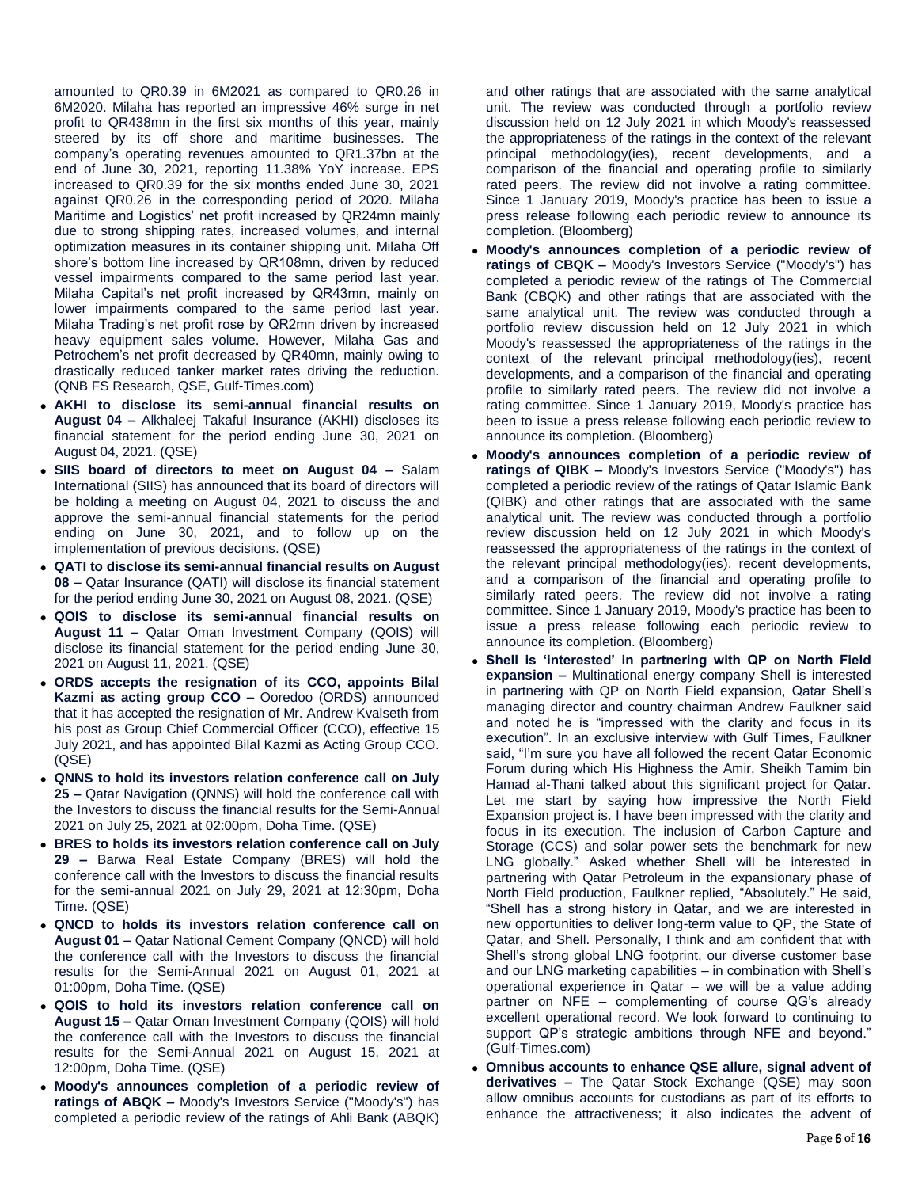amounted to QR0.39 in 6M2021 as compared to QR0.26 in 6M2020. Milaha has reported an impressive 46% surge in net profit to QR438mn in the first six months of this year, mainly steered by its off shore and maritime businesses. The company's operating revenues amounted to QR1.37bn at the end of June 30, 2021, reporting 11.38% YoY increase. EPS increased to QR0.39 for the six months ended June 30, 2021 against QR0.26 in the corresponding period of 2020. Milaha Maritime and Logistics' net profit increased by QR24mn mainly due to strong shipping rates, increased volumes, and internal optimization measures in its container shipping unit. Milaha Off shore's bottom line increased by QR108mn, driven by reduced vessel impairments compared to the same period last year. Milaha Capital's net profit increased by QR43mn, mainly on lower impairments compared to the same period last year. Milaha Trading's net profit rose by QR2mn driven by increased heavy equipment sales volume. However, Milaha Gas and Petrochem's net profit decreased by QR40mn, mainly owing to drastically reduced tanker market rates driving the reduction. (QNB FS Research, QSE, Gulf-Times.com)

- **AKHI to disclose its semi-annual financial results on August 04 –** Alkhaleej Takaful Insurance (AKHI) discloses its financial statement for the period ending June 30, 2021 on August 04, 2021. (QSE)
- **SIIS board of directors to meet on August 04 –** Salam International (SIIS) has announced that its board of directors will be holding a meeting on August 04, 2021 to discuss the and approve the semi-annual financial statements for the period ending on June 30, 2021, and to follow up on the implementation of previous decisions. (QSE)
- **QATI to disclose its semi-annual financial results on August 08 –** Qatar Insurance (QATI) will disclose its financial statement for the period ending June 30, 2021 on August 08, 2021. (QSE)
- **QOIS to disclose its semi-annual financial results on August 11 –** Qatar Oman Investment Company (QOIS) will disclose its financial statement for the period ending June 30, 2021 on August 11, 2021. (QSE)
- **ORDS accepts the resignation of its CCO, appoints Bilal Kazmi as acting group CCO –** Ooredoo (ORDS) announced that it has accepted the resignation of Mr. Andrew Kvalseth from his post as Group Chief Commercial Officer (CCO), effective 15 July 2021, and has appointed Bilal Kazmi as Acting Group CCO. (QSE)
- **QNNS to hold its investors relation conference call on July 25 –** Qatar Navigation (QNNS) will hold the conference call with the Investors to discuss the financial results for the Semi-Annual 2021 on July 25, 2021 at 02:00pm, Doha Time. (QSE)
- **BRES to holds its investors relation conference call on July 29 –** Barwa Real Estate Company (BRES) will hold the conference call with the Investors to discuss the financial results for the semi-annual 2021 on July 29, 2021 at 12:30pm, Doha Time. (QSE)
- **QNCD to holds its investors relation conference call on August 01 –** Qatar National Cement Company (QNCD) will hold the conference call with the Investors to discuss the financial results for the Semi-Annual 2021 on August 01, 2021 at 01:00pm, Doha Time. (QSE)
- **QOIS to hold its investors relation conference call on August 15 –** Qatar Oman Investment Company (QOIS) will hold the conference call with the Investors to discuss the financial results for the Semi-Annual 2021 on August 15, 2021 at 12:00pm, Doha Time. (QSE)
- **Moody's announces completion of a periodic review of ratings of ABQK –** Moody's Investors Service ("Moody's") has completed a periodic review of the ratings of Ahli Bank (ABQK) and other ratings that are associated with the same analytical unit. The review was conducted through a portfolio review discussion held on 12 July 2021 in which Moody's reassessed the appropriateness of the ratings in the context of the relevant principal methodology(ies), recent developments, and a comparison of the financial and operating profile to similarly rated peers. The review did not involve a rating committee. Since 1 January 2019, Moody's practice has been to issue a press release following each periodic review to announce its completion. (Bloomberg)
- **Moody's announces completion of a periodic review of ratings of CBQK –** Moody's Investors Service ("Moody's") has completed a periodic review of the ratings of The Commercial Bank (CBQK) and other ratings that are associated with the same analytical unit. The review was conducted through a portfolio review discussion held on 12 July 2021 in which Moody's reassessed the appropriateness of the ratings in the context of the relevant principal methodology(ies), recent developments, and a comparison of the financial and operating profile to similarly rated peers. The review did not involve a rating committee. Since 1 January 2019, Moody's practice has been to issue a press release following each periodic review to announce its completion. (Bloomberg)
- **Moody's announces completion of a periodic review of ratings of QIBK –** Moody's Investors Service ("Moody's") has completed a periodic review of the ratings of Qatar Islamic Bank (QIBK) and other ratings that are associated with the same analytical unit. The review was conducted through a portfolio review discussion held on 12 July 2021 in which Moody's reassessed the appropriateness of the ratings in the context of the relevant principal methodology(ies), recent developments, and a comparison of the financial and operating profile to similarly rated peers. The review did not involve a rating committee. Since 1 January 2019, Moody's practice has been to issue a press release following each periodic review to announce its completion. (Bloomberg)
- **Shell is 'interested' in partnering with QP on North Field expansion –** Multinational energy company Shell is interested in partnering with QP on North Field expansion, Qatar Shell's managing director and country chairman Andrew Faulkner said and noted he is "impressed with the clarity and focus in its execution". In an exclusive interview with Gulf Times, Faulkner said, "I'm sure you have all followed the recent Qatar Economic Forum during which His Highness the Amir, Sheikh Tamim bin Hamad al-Thani talked about this significant project for Qatar. Let me start by saying how impressive the North Field Expansion project is. I have been impressed with the clarity and focus in its execution. The inclusion of Carbon Capture and Storage (CCS) and solar power sets the benchmark for new LNG globally." Asked whether Shell will be interested in partnering with Qatar Petroleum in the expansionary phase of North Field production, Faulkner replied, "Absolutely." He said, "Shell has a strong history in Qatar, and we are interested in new opportunities to deliver long-term value to QP, the State of Qatar, and Shell. Personally, I think and am confident that with Shell's strong global LNG footprint, our diverse customer base and our LNG marketing capabilities – in combination with Shell's operational experience in Qatar – we will be a value adding partner on NFE – complementing of course QG's already excellent operational record. We look forward to continuing to support QP's strategic ambitions through NFE and beyond." (Gulf-Times.com)
- **Omnibus accounts to enhance QSE allure, signal advent of derivatives –** The Qatar Stock Exchange (QSE) may soon allow omnibus accounts for custodians as part of its efforts to enhance the attractiveness; it also indicates the advent of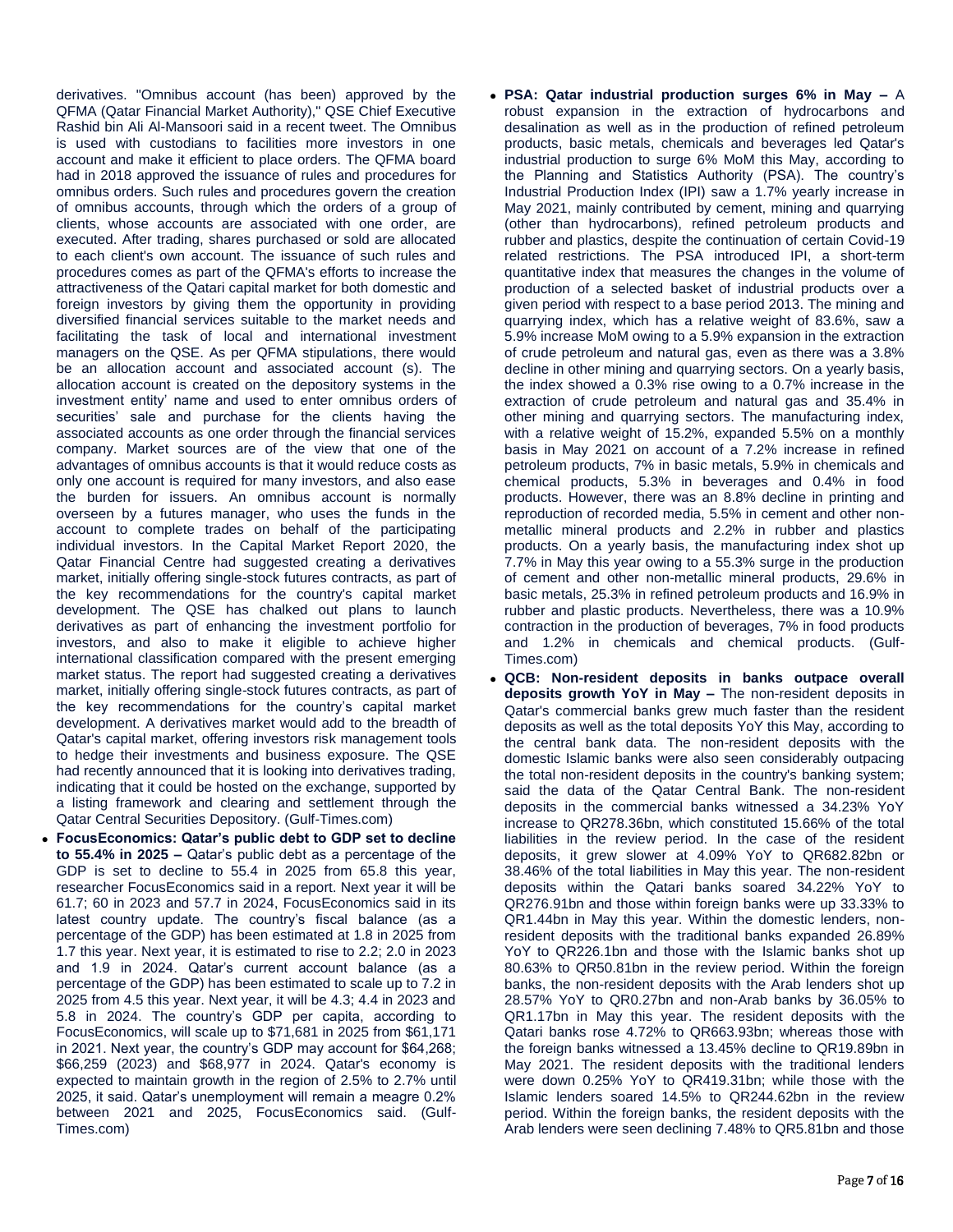derivatives. "Omnibus account (has been) approved by the QFMA (Qatar Financial Market Authority)," QSE Chief Executive Rashid bin Ali Al-Mansoori said in a recent tweet. The Omnibus is used with custodians to facilities more investors in one account and make it efficient to place orders. The QFMA board had in 2018 approved the issuance of rules and procedures for omnibus orders. Such rules and procedures govern the creation of omnibus accounts, through which the orders of a group of clients, whose accounts are associated with one order, are executed. After trading, shares purchased or sold are allocated to each client's own account. The issuance of such rules and procedures comes as part of the QFMA's efforts to increase the attractiveness of the Qatari capital market for both domestic and foreign investors by giving them the opportunity in providing diversified financial services suitable to the market needs and facilitating the task of local and international investment managers on the QSE. As per QFMA stipulations, there would be an allocation account and associated account (s). The allocation account is created on the depository systems in the investment entity' name and used to enter omnibus orders of securities' sale and purchase for the clients having the associated accounts as one order through the financial services company. Market sources are of the view that one of the advantages of omnibus accounts is that it would reduce costs as only one account is required for many investors, and also ease the burden for issuers. An omnibus account is normally overseen by a futures manager, who uses the funds in the account to complete trades on behalf of the participating individual investors. In the Capital Market Report 2020, the Qatar Financial Centre had suggested creating a derivatives market, initially offering single-stock futures contracts, as part of the key recommendations for the country's capital market development. The QSE has chalked out plans to launch derivatives as part of enhancing the investment portfolio for investors, and also to make it eligible to achieve higher international classification compared with the present emerging market status. The report had suggested creating a derivatives market, initially offering single-stock futures contracts, as part of the key recommendations for the country's capital market development. A derivatives market would add to the breadth of Qatar's capital market, offering investors risk management tools to hedge their investments and business exposure. The QSE had recently announced that it is looking into derivatives trading, indicating that it could be hosted on the exchange, supported by a listing framework and clearing and settlement through the Qatar Central Securities Depository. (Gulf-Times.com)

- **FocusEconomics: Qatar's public debt to GDP set to decline to 55.4% in 2025 –** Qatar's public debt as a percentage of the GDP is set to decline to 55.4 in 2025 from 65.8 this year, researcher FocusEconomics said in a report. Next year it will be 61.7; 60 in 2023 and 57.7 in 2024, FocusEconomics said in its latest country update. The country's fiscal balance (as a percentage of the GDP) has been estimated at 1.8 in 2025 from 1.7 this year. Next year, it is estimated to rise to 2.2; 2.0 in 2023 and 1.9 in 2024. Qatar's current account balance (as a percentage of the GDP) has been estimated to scale up to 7.2 in 2025 from 4.5 this year. Next year, it will be 4.3; 4.4 in 2023 and 5.8 in 2024. The country's GDP per capita, according to FocusEconomics, will scale up to $71,681 in 2025 from $61,171 in 2021. Next year, the country's GDP may account for $64,268; $66,259 (2023) and $68,977 in 2024. Qatar's economy is expected to maintain growth in the region of 2.5% to 2.7% until 2025, it said. Qatar's unemployment will remain a meagre 0.2% between 2021 and 2025, FocusEconomics said. (Gulf-Times.com)

- **PSA: Qatar industrial production surges 6% in May –** A robust expansion in the extraction of hydrocarbons and desalination as well as in the production of refined petroleum products, basic metals, chemicals and beverages led Qatar's industrial production to surge 6% MoM this May, according to the Planning and Statistics Authority (PSA). The country's Industrial Production Index (IPI) saw a 1.7% yearly increase in May 2021, mainly contributed by cement, mining and quarrying (other than hydrocarbons), refined petroleum products and rubber and plastics, despite the continuation of certain Covid-19 related restrictions. The PSA introduced IPI, a short-term quantitative index that measures the changes in the volume of production of a selected basket of industrial products over a given period with respect to a base period 2013. The mining and quarrying index, which has a relative weight of 83.6%, saw a 5.9% increase MoM owing to a 5.9% expansion in the extraction of crude petroleum and natural gas, even as there was a 3.8% decline in other mining and quarrying sectors. On a yearly basis, the index showed a 0.3% rise owing to a 0.7% increase in the extraction of crude petroleum and natural gas and 35.4% in other mining and quarrying sectors. The manufacturing index, with a relative weight of 15.2%, expanded 5.5% on a monthly basis in May 2021 on account of a 7.2% increase in refined petroleum products, 7% in basic metals, 5.9% in chemicals and chemical products, 5.3% in beverages and 0.4% in food products. However, there was an 8.8% decline in printing and reproduction of recorded media, 5.5% in cement and other non-metallic mineral products and 2.2% in rubber and plastics products. On a yearly basis, the manufacturing index shot up 7.7% in May this year owing to a 55.3% surge in the production of cement and other non-metallic mineral products, 29.6% in basic metals, 25.3% in refined petroleum products and 16.9% in rubber and plastic products. Nevertheless, there was a 10.9% contraction in the production of beverages, 7% in food products and 1.2% in chemicals and chemical products. (Gulf-Times.com)

- **QCB: Non-resident deposits in banks outpace overall deposits growth YoY in May –** The non-resident deposits in Qatar's commercial banks grew much faster than the resident deposits as well as the total deposits YoY this May, according to the central bank data. The non-resident deposits with the domestic Islamic banks were also seen considerably outpacing the total non-resident deposits in the country's banking system; said the data of the Qatar Central Bank. The non-resident deposits in the commercial banks witnessed a 34.23% YoY increase to QR278.36bn, which constituted 15.66% of the total liabilities in the review period. In the case of the resident deposits, it grew slower at 4.09% YoY to QR682.82bn or 38.46% of the total liabilities in May this year. The non-resident deposits within the Qatari banks soared 34.22% YoY to QR276.91bn and those within foreign banks were up 33.33% to QR1.44bn in May this year. Within the domestic lenders, non-resident deposits with the traditional banks expanded 26.89% YoY to QR226.1bn and those with the Islamic banks shot up 80.63% to QR50.81bn in the review period. Within the foreign banks, the non-resident deposits with the Arab lenders shot up 28.57% YoY to QR0.27bn and non-Arab banks by 36.05% to QR1.17bn in May this year. The resident deposits with the Qatari banks rose 4.72% to QR663.93bn; whereas those with the foreign banks witnessed a 13.45% decline to QR19.89bn in May 2021. The resident deposits with the traditional lenders were down 0.25% YoY to QR419.31bn; while those with the Islamic lenders soared 14.5% to QR244.62bn in the review period. Within the foreign banks, the resident deposits with the Arab lenders were seen declining 7.48% to QR5.81bn and those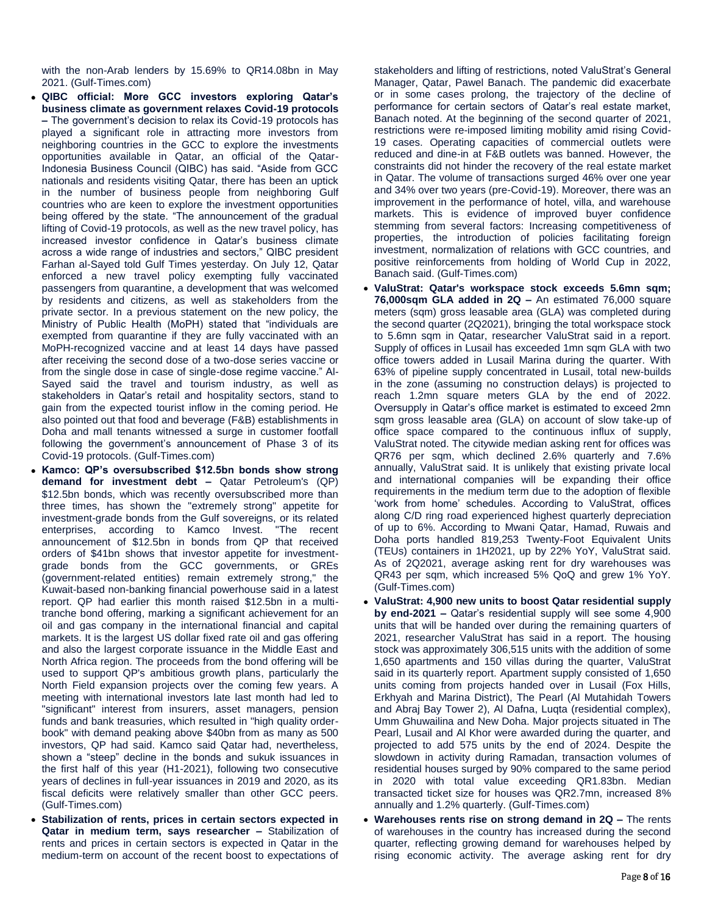with the non-Arab lenders by 15.69% to QR14.08bn in May 2021. (Gulf-Times.com)

- **QIBC official: More GCC investors exploring Qatar's business climate as government relaxes Covid-19 protocols –** The government's decision to relax its Covid-19 protocols has played a significant role in attracting more investors from neighboring countries in the GCC to explore the investments opportunities available in Qatar, an official of the Qatar-Indonesia Business Council (QIBC) has said. "Aside from GCC nationals and residents visiting Qatar, there has been an uptick in the number of business people from neighboring Gulf countries who are keen to explore the investment opportunities being offered by the state. "The announcement of the gradual lifting of Covid-19 protocols, as well as the new travel policy, has increased investor confidence in Qatar's business climate across a wide range of industries and sectors," QIBC president Farhan al-Sayed told Gulf Times yesterday. On July 12, Qatar enforced a new travel policy exempting fully vaccinated passengers from quarantine, a development that was welcomed by residents and citizens, as well as stakeholders from the private sector. In a previous statement on the new policy, the Ministry of Public Health (MoPH) stated that "individuals are exempted from quarantine if they are fully vaccinated with an MoPH-recognized vaccine and at least 14 days have passed after receiving the second dose of a two-dose series vaccine or from the single dose in case of single-dose regime vaccine." Al-Sayed said the travel and tourism industry, as well as stakeholders in Qatar's retail and hospitality sectors, stand to gain from the expected tourist inflow in the coming period. He also pointed out that food and beverage (F&B) establishments in Doha and mall tenants witnessed a surge in customer footfall following the government's announcement of Phase 3 of its Covid-19 protocols. (Gulf-Times.com)
- **Kamco: QP's oversubscribed $12.5bn bonds show strong demand for investment debt –** Qatar Petroleum's (QP) $12.5bn bonds, which was recently oversubscribed more than three times, has shown the "extremely strong" appetite for investment-grade bonds from the Gulf sovereigns, or its related enterprises, according to Kamco Invest. "The recent announcement of $12.5bn in bonds from QP that received orders of $41bn shows that investor appetite for investment-grade bonds from the GCC governments, or GREs (government-related entities) remain extremely strong," the Kuwait-based non-banking financial powerhouse said in a latest report. QP had earlier this month raised $12.5bn in a multi-tranche bond offering, marking a significant achievement for an oil and gas company in the international financial and capital markets. It is the largest US dollar fixed rate oil and gas offering and also the largest corporate issuance in the Middle East and North Africa region. The proceeds from the bond offering will be used to support QP's ambitious growth plans, particularly the North Field expansion projects over the coming few years. A meeting with international investors late last month had led to "significant" interest from insurers, asset managers, pension funds and bank treasuries, which resulted in "high quality order-book" with demand peaking above $40bn from as many as 500 investors, QP had said. Kamco said Qatar had, nevertheless, shown a "steep" decline in the bonds and sukuk issuances in the first half of this year (H1-2021), following two consecutive years of declines in full-year issuances in 2019 and 2020, as its fiscal deficits were relatively smaller than other GCC peers. (Gulf-Times.com)
- **Stabilization of rents, prices in certain sectors expected in Qatar in medium term, says researcher –** Stabilization of rents and prices in certain sectors is expected in Qatar in the medium-term on account of the recent boost to expectations of stakeholders and lifting of restrictions, noted ValuStrat's General Manager, Qatar, Pawel Banach. The pandemic did exacerbate or in some cases prolong, the trajectory of the decline of performance for certain sectors of Qatar's real estate market, Banach noted. At the beginning of the second quarter of 2021, restrictions were re-imposed limiting mobility amid rising Covid-19 cases. Operating capacities of commercial outlets were reduced and dine-in at F&B outlets was banned. However, the constraints did not hinder the recovery of the real estate market in Qatar. The volume of transactions surged 46% over one year and 34% over two years (pre-Covid-19). Moreover, there was an improvement in the performance of hotel, villa, and warehouse markets. This is evidence of improved buyer confidence stemming from several factors: Increasing competitiveness of properties, the introduction of policies facilitating foreign investment, normalization of relations with GCC countries, and positive reinforcements from holding of World Cup in 2022, Banach said. (Gulf-Times.com)
- **ValuStrat: Qatar's workspace stock exceeds 5.6mn sqm; 76,000sqm GLA added in 2Q –** An estimated 76,000 square meters (sqm) gross leasable area (GLA) was completed during the second quarter (2Q2021), bringing the total workspace stock to 5.6mn sqm in Qatar, researcher ValuStrat said in a report. Supply of offices in Lusail has exceeded 1mn sqm GLA with two office towers added in Lusail Marina during the quarter. With 63% of pipeline supply concentrated in Lusail, total new-builds in the zone (assuming no construction delays) is projected to reach 1.2mn square meters GLA by the end of 2022. Oversupply in Qatar's office market is estimated to exceed 2mn sqm gross leasable area (GLA) on account of slow take-up of office space compared to the continuous influx of supply, ValuStrat noted. The citywide median asking rent for offices was QR76 per sqm, which declined 2.6% quarterly and 7.6% annually, ValuStrat said. It is unlikely that existing private local and international companies will be expanding their office requirements in the medium term due to the adoption of flexible 'work from home' schedules. According to ValuStrat, offices along C/D ring road experienced highest quarterly depreciation of up to 6%. According to Mwani Qatar, Hamad, Ruwais and Doha ports handled 819,253 Twenty-Foot Equivalent Units (TEUs) containers in 1H2021, up by 22% YoY, ValuStrat said. As of 2Q2021, average asking rent for dry warehouses was QR43 per sqm, which increased 5% QoQ and grew 1% YoY. (Gulf-Times.com)
- **ValuStrat: 4,900 new units to boost Qatar residential supply by end-2021 –** Qatar's residential supply will see some 4,900 units that will be handed over during the remaining quarters of 2021, researcher ValuStrat has said in a report. The housing stock was approximately 306,515 units with the addition of some 1,650 apartments and 150 villas during the quarter, ValuStrat said in its quarterly report. Apartment supply consisted of 1,650 units coming from projects handed over in Lusail (Fox Hills, Erkhyah and Marina District), The Pearl (Al Mutahidah Towers and Abraj Bay Tower 2), Al Dafna, Luqta (residential complex), Umm Ghuwailina and New Doha. Major projects situated in The Pearl, Lusail and Al Khor were awarded during the quarter, and projected to add 575 units by the end of 2024. Despite the slowdown in activity during Ramadan, transaction volumes of residential houses surged by 90% compared to the same period in 2020 with total value exceeding QR1.83bn. Median transacted ticket size for houses was QR2.7mn, increased 8% annually and 1.2% quarterly. (Gulf-Times.com)
- **Warehouses rents rise on strong demand in 2Q –** The rents of warehouses in the country has increased during the second quarter, reflecting growing demand for warehouses helped by rising economic activity. The average asking rent for dry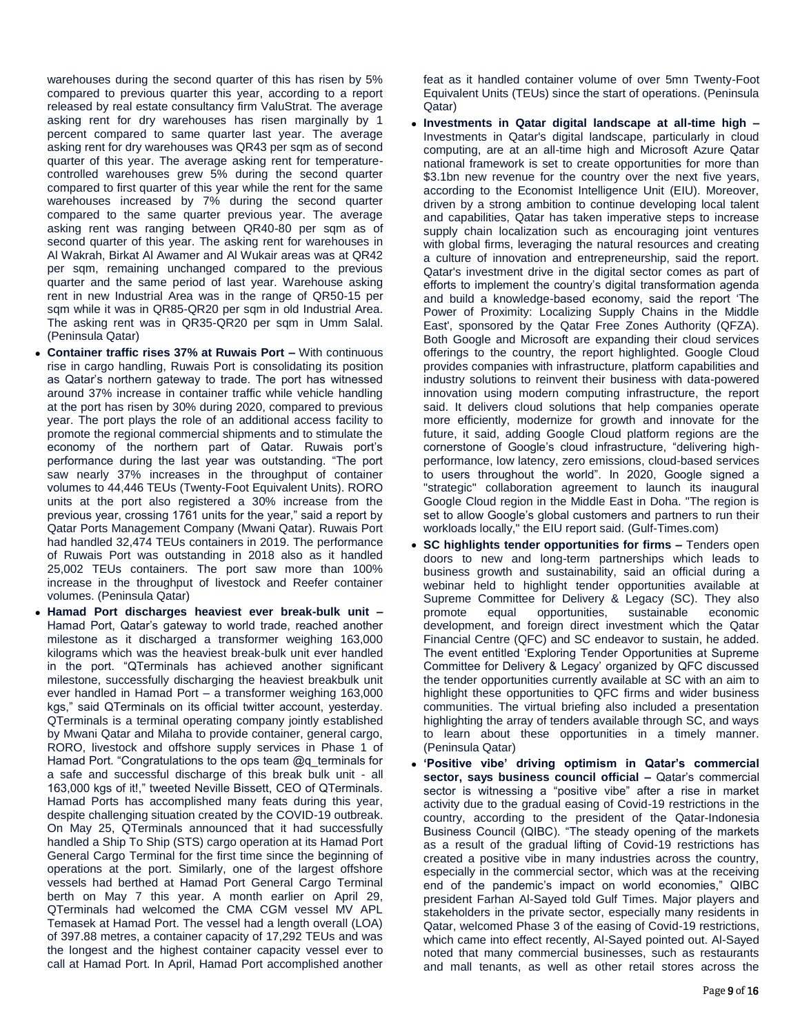warehouses during the second quarter of this has risen by 5% compared to previous quarter this year, according to a report released by real estate consultancy firm ValuStrat. The average asking rent for dry warehouses has risen marginally by 1 percent compared to same quarter last year. The average asking rent for dry warehouses was QR43 per sqm as of second quarter of this year. The average asking rent for temperature-controlled warehouses grew 5% during the second quarter compared to first quarter of this year while the rent for the same warehouses increased by 7% during the second quarter compared to the same quarter previous year. The average asking rent was ranging between QR40-80 per sqm as of second quarter of this year. The asking rent for warehouses in Al Wakrah, Birkat Al Awamer and Al Wukair areas was at QR42 per sqm, remaining unchanged compared to the previous quarter and the same period of last year. Warehouse asking rent in new Industrial Area was in the range of QR50-15 per sqm while it was in QR85-QR20 per sqm in old Industrial Area. The asking rent was in QR35-QR20 per sqm in Umm Salal. (Peninsula Qatar)

- **Container traffic rises 37% at Ruwais Port –** With continuous rise in cargo handling, Ruwais Port is consolidating its position as Qatar's northern gateway to trade. The port has witnessed around 37% increase in container traffic while vehicle handling at the port has risen by 30% during 2020, compared to previous year. The port plays the role of an additional access facility to promote the regional commercial shipments and to stimulate the economy of the northern part of Qatar. Ruwais port's performance during the last year was outstanding. "The port saw nearly 37% increases in the throughput of container volumes to 44,446 TEUs (Twenty-Foot Equivalent Units). RORO units at the port also registered a 30% increase from the previous year, crossing 1761 units for the year," said a report by Qatar Ports Management Company (Mwani Qatar). Ruwais Port had handled 32,474 TEUs containers in 2019. The performance of Ruwais Port was outstanding in 2018 also as it handled 25,002 TEUs containers. The port saw more than 100% increase in the throughput of livestock and Reefer container volumes. (Peninsula Qatar)
- **Hamad Port discharges heaviest ever break-bulk unit –** Hamad Port, Qatar's gateway to world trade, reached another milestone as it discharged a transformer weighing 163,000 kilograms which was the heaviest break-bulk unit ever handled in the port. "QTerminals has achieved another significant milestone, successfully discharging the heaviest breakbulk unit ever handled in Hamad Port – a transformer weighing 163,000 kgs," said QTerminals on its official twitter account, yesterday. QTerminals is a terminal operating company jointly established by Mwani Qatar and Milaha to provide container, general cargo, RORO, livestock and offshore supply services in Phase 1 of Hamad Port. "Congratulations to the ops team @q_terminals for a safe and successful discharge of this break bulk unit - all 163,000 kgs of it!," tweeted Neville Bissett, CEO of QTerminals. Hamad Ports has accomplished many feats during this year, despite challenging situation created by the COVID-19 outbreak. On May 25, QTerminals announced that it had successfully handled a Ship To Ship (STS) cargo operation at its Hamad Port General Cargo Terminal for the first time since the beginning of operations at the port. Similarly, one of the largest offshore vessels had berthed at Hamad Port General Cargo Terminal berth on May 7 this year. A month earlier on April 29, QTerminals had welcomed the CMA CGM vessel MV APL Temasek at Hamad Port. The vessel had a length overall (LOA) of 397.88 metres, a container capacity of 17,292 TEUs and was the longest and the highest container capacity vessel ever to call at Hamad Port. In April, Hamad Port accomplished another feat as it handled container volume of over 5mn Twenty-Foot Equivalent Units (TEUs) since the start of operations. (Peninsula Qatar)
- **Investments in Qatar digital landscape at all-time high –** Investments in Qatar's digital landscape, particularly in cloud computing, are at an all-time high and Microsoft Azure Qatar national framework is set to create opportunities for more than $3.1bn new revenue for the country over the next five years, according to the Economist Intelligence Unit (EIU). Moreover, driven by a strong ambition to continue developing local talent and capabilities, Qatar has taken imperative steps to increase supply chain localization such as encouraging joint ventures with global firms, leveraging the natural resources and creating a culture of innovation and entrepreneurship, said the report. Qatar's investment drive in the digital sector comes as part of efforts to implement the country's digital transformation agenda and build a knowledge-based economy, said the report 'The Power of Proximity: Localizing Supply Chains in the Middle East', sponsored by the Qatar Free Zones Authority (QFZA). Both Google and Microsoft are expanding their cloud services offerings to the country, the report highlighted. Google Cloud provides companies with infrastructure, platform capabilities and industry solutions to reinvent their business with data-powered innovation using modern computing infrastructure, the report said. It delivers cloud solutions that help companies operate more efficiently, modernize for growth and innovate for the future, it said, adding Google Cloud platform regions are the cornerstone of Google's cloud infrastructure, "delivering high-performance, low latency, zero emissions, cloud-based services to users throughout the world". In 2020, Google signed a "strategic" collaboration agreement to launch its inaugural Google Cloud region in the Middle East in Doha. "The region is set to allow Google's global customers and partners to run their workloads locally," the EIU report said. (Gulf-Times.com)
- **SC highlights tender opportunities for firms –** Tenders open doors to new and long-term partnerships which leads to business growth and sustainability, said an official during a webinar held to highlight tender opportunities available at Supreme Committee for Delivery & Legacy (SC). They also promote equal opportunities, sustainable economic development, and foreign direct investment which the Qatar Financial Centre (QFC) and SC endeavor to sustain, he added. The event entitled 'Exploring Tender Opportunities at Supreme Committee for Delivery & Legacy' organized by QFC discussed the tender opportunities currently available at SC with an aim to highlight these opportunities to QFC firms and wider business communities. The virtual briefing also included a presentation highlighting the array of tenders available through SC, and ways to learn about these opportunities in a timely manner. (Peninsula Qatar)
- **'Positive vibe' driving optimism in Qatar's commercial sector, says business council official –** Qatar's commercial sector is witnessing a "positive vibe" after a rise in market activity due to the gradual easing of Covid-19 restrictions in the country, according to the president of the Qatar-Indonesia Business Council (QIBC). "The steady opening of the markets as a result of the gradual lifting of Covid-19 restrictions has created a positive vibe in many industries across the country, especially in the commercial sector, which was at the receiving end of the pandemic's impact on world economies," QIBC president Farhan Al-Sayed told Gulf Times. Major players and stakeholders in the private sector, especially many residents in Qatar, welcomed Phase 3 of the easing of Covid-19 restrictions, which came into effect recently, Al-Sayed pointed out. Al-Sayed noted that many commercial businesses, such as restaurants and mall tenants, as well as other retail stores across the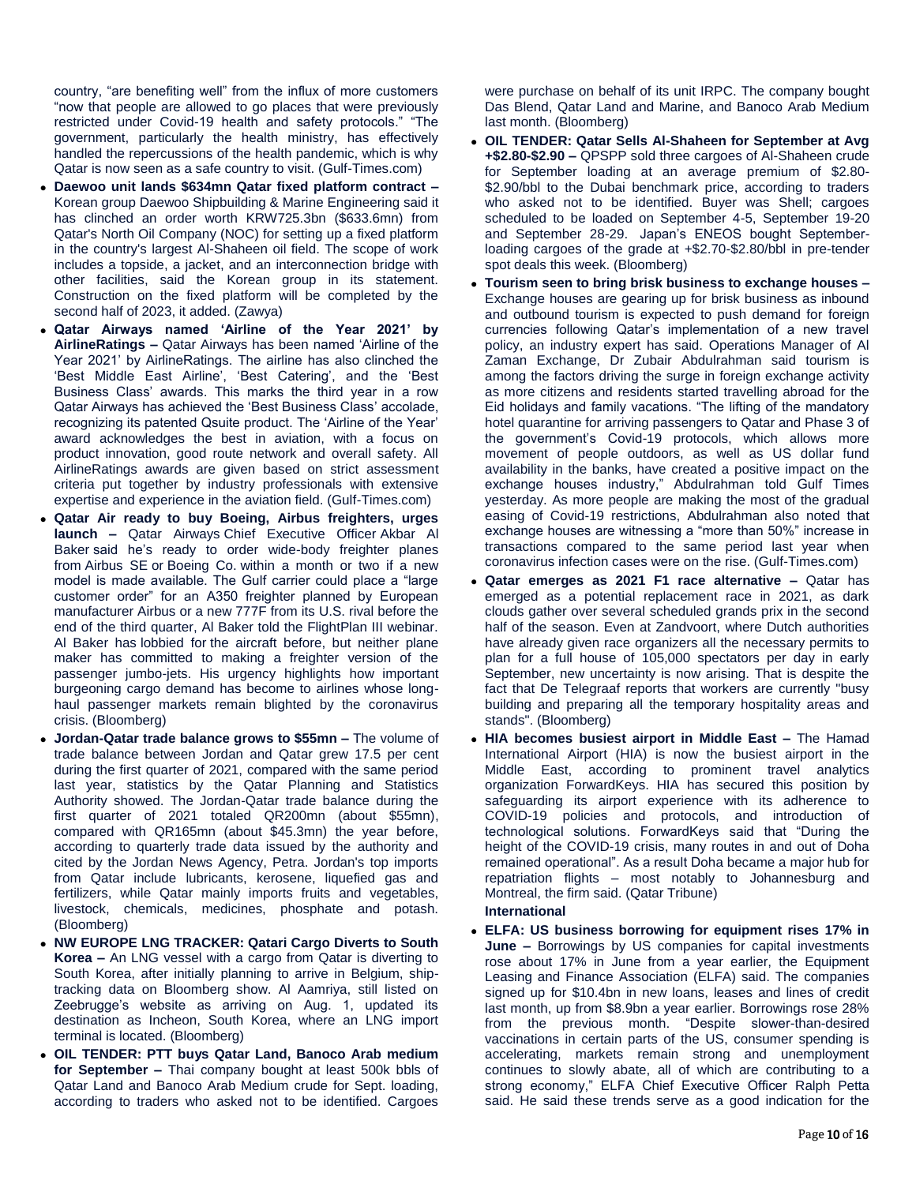country, "are benefiting well" from the influx of more customers "now that people are allowed to go places that were previously restricted under Covid-19 health and safety protocols." "The government, particularly the health ministry, has effectively handled the repercussions of the health pandemic, which is why Qatar is now seen as a safe country to visit. (Gulf-Times.com)

- **Daewoo unit lands $634mn Qatar fixed platform contract –** Korean group Daewoo Shipbuilding & Marine Engineering said it has clinched an order worth KRW725.3bn ($633.6mn) from Qatar's North Oil Company (NOC) for setting up a fixed platform in the country's largest Al-Shaheen oil field. The scope of work includes a topside, a jacket, and an interconnection bridge with other facilities, said the Korean group in its statement. Construction on the fixed platform will be completed by the second half of 2023, it added. (Zawya)
- **Qatar Airways named 'Airline of the Year 2021' by AirlineRatings –** Qatar Airways has been named 'Airline of the Year 2021' by AirlineRatings. The airline has also clinched the 'Best Middle East Airline', 'Best Catering', and the 'Best Business Class' awards. This marks the third year in a row Qatar Airways has achieved the 'Best Business Class' accolade, recognizing its patented Qsuite product. The 'Airline of the Year' award acknowledges the best in aviation, with a focus on product innovation, good route network and overall safety. All AirlineRatings awards are given based on strict assessment criteria put together by industry professionals with extensive expertise and experience in the aviation field. (Gulf-Times.com)
- **Qatar Air ready to buy Boeing, Airbus freighters, urges launch –** Qatar Airways Chief Executive Officer Akbar Al Baker said he's ready to order wide-body freighter planes from Airbus SE or Boeing Co. within a month or two if a new model is made available. The Gulf carrier could place a "large customer order" for an A350 freighter planned by European manufacturer Airbus or a new 777F from its U.S. rival before the end of the third quarter, Al Baker told the FlightPlan III webinar. Al Baker has lobbied for the aircraft before, but neither plane maker has committed to making a freighter version of the passenger jumbo-jets. His urgency highlights how important burgeoning cargo demand has become to airlines whose long-haul passenger markets remain blighted by the coronavirus crisis. (Bloomberg)
- **Jordan-Qatar trade balance grows to $55mn –** The volume of trade balance between Jordan and Qatar grew 17.5 per cent during the first quarter of 2021, compared with the same period last year, statistics by the Qatar Planning and Statistics Authority showed. The Jordan-Qatar trade balance during the first quarter of 2021 totaled QR200mn (about $55mn), compared with QR165mn (about $45.3mn) the year before, according to quarterly trade data issued by the authority and cited by the Jordan News Agency, Petra. Jordan's top imports from Qatar include lubricants, kerosene, liquefied gas and fertilizers, while Qatar mainly imports fruits and vegetables, livestock, chemicals, medicines, phosphate and potash. (Bloomberg)
- **NW EUROPE LNG TRACKER: Qatari Cargo Diverts to South Korea –** An LNG vessel with a cargo from Qatar is diverting to South Korea, after initially planning to arrive in Belgium, ship-tracking data on Bloomberg show. Al Aamriya, still listed on Zeebrugge's website as arriving on Aug. 1, updated its destination as Incheon, South Korea, where an LNG import terminal is located. (Bloomberg)
- **OIL TENDER: PTT buys Qatar Land, Banoco Arab medium for September –** Thai company bought at least 500k bbls of Qatar Land and Banoco Arab Medium crude for Sept. loading, according to traders who asked not to be identified. Cargoes were purchase on behalf of its unit IRPC. The company bought Das Blend, Qatar Land and Marine, and Banoco Arab Medium last month. (Bloomberg)
- **OIL TENDER: Qatar Sells Al-Shaheen for September at Avg +$2.80-$2.90 –** QPSPP sold three cargoes of Al-Shaheen crude for September loading at an average premium of $2.80-$2.90/bbl to the Dubai benchmark price, according to traders who asked not to be identified. Buyer was Shell; cargoes scheduled to be loaded on September 4-5, September 19-20 and September 28-29. Japan's ENEOS bought September-loading cargoes of the grade at +$2.70-$2.80/bbl in pre-tender spot deals this week. (Bloomberg)
- **Tourism seen to bring brisk business to exchange houses –** Exchange houses are gearing up for brisk business as inbound and outbound tourism is expected to push demand for foreign currencies following Qatar's implementation of a new travel policy, an industry expert has said. Operations Manager of Al Zaman Exchange, Dr Zubair Abdulrahman said tourism is among the factors driving the surge in foreign exchange activity as more citizens and residents started travelling abroad for the Eid holidays and family vacations. "The lifting of the mandatory hotel quarantine for arriving passengers to Qatar and Phase 3 of the government's Covid-19 protocols, which allows more movement of people outdoors, as well as US dollar fund availability in the banks, have created a positive impact on the exchange houses industry," Abdulrahman told Gulf Times yesterday. As more people are making the most of the gradual easing of Covid-19 restrictions, Abdulrahman also noted that exchange houses are witnessing a "more than 50%" increase in transactions compared to the same period last year when coronavirus infection cases were on the rise. (Gulf-Times.com)
- **Qatar emerges as 2021 F1 race alternative –** Qatar has emerged as a potential replacement race in 2021, as dark clouds gather over several scheduled grands prix in the second half of the season. Even at Zandvoort, where Dutch authorities have already given race organizers all the necessary permits to plan for a full house of 105,000 spectators per day in early September, new uncertainty is now arising. That is despite the fact that De Telegraaf reports that workers are currently "busy building and preparing all the temporary hospitality areas and stands". (Bloomberg)
- **HIA becomes busiest airport in Middle East –** The Hamad International Airport (HIA) is now the busiest airport in the Middle East, according to prominent travel analytics organization ForwardKeys. HIA has secured this position by safeguarding its airport experience with its adherence to COVID-19 policies and protocols, and introduction of technological solutions. ForwardKeys said that "During the height of the COVID-19 crisis, many routes in and out of Doha remained operational". As a result Doha became a major hub for repatriation flights – most notably to Johannesburg and Montreal, the firm said. (Qatar Tribune)

**International**

- **ELFA: US business borrowing for equipment rises 17% in June –** Borrowings by US companies for capital investments rose about 17% in June from a year earlier, the Equipment Leasing and Finance Association (ELFA) said. The companies signed up for $10.4bn in new loans, leases and lines of credit last month, up from $8.9bn a year earlier. Borrowings rose 28% from the previous month. "Despite slower-than-desired vaccinations in certain parts of the US, consumer spending is accelerating, markets remain strong and unemployment continues to slowly abate, all of which are contributing to a strong economy," ELFA Chief Executive Officer Ralph Petta said. He said these trends serve as a good indication for the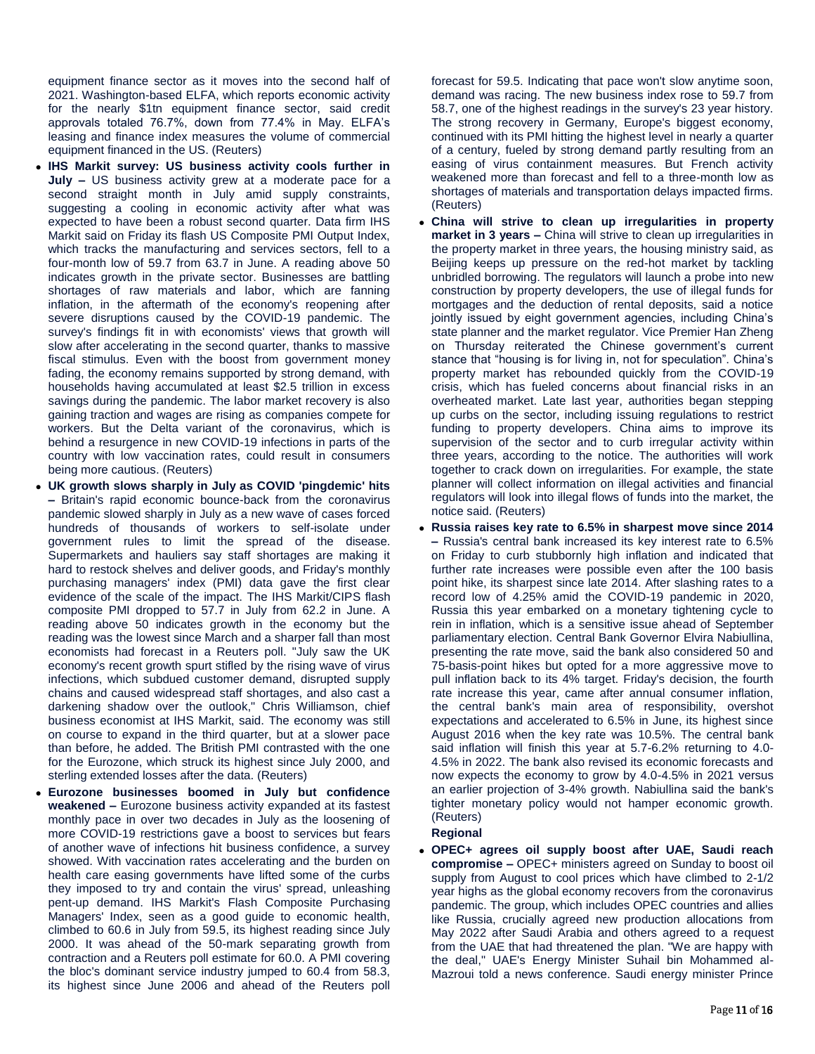equipment finance sector as it moves into the second half of 2021. Washington-based ELFA, which reports economic activity for the nearly $1tn equipment finance sector, said credit approvals totaled 76.7%, down from 77.4% in May. ELFA's leasing and finance index measures the volume of commercial equipment financed in the US. (Reuters)

- **IHS Markit survey: US business activity cools further in July –** US business activity grew at a moderate pace for a second straight month in July amid supply constraints, suggesting a cooling in economic activity after what was expected to have been a robust second quarter. Data firm IHS Markit said on Friday its flash US Composite PMI Output Index, which tracks the manufacturing and services sectors, fell to a four-month low of 59.7 from 63.7 in June. A reading above 50 indicates growth in the private sector. Businesses are battling shortages of raw materials and labor, which are fanning inflation, in the aftermath of the economy's reopening after severe disruptions caused by the COVID-19 pandemic. The survey's findings fit in with economists' views that growth will slow after accelerating in the second quarter, thanks to massive fiscal stimulus. Even with the boost from government money fading, the economy remains supported by strong demand, with households having accumulated at least $2.5 trillion in excess savings during the pandemic. The labor market recovery is also gaining traction and wages are rising as companies compete for workers. But the Delta variant of the coronavirus, which is behind a resurgence in new COVID-19 infections in parts of the country with low vaccination rates, could result in consumers being more cautious. (Reuters)
- **UK growth slows sharply in July as COVID 'pingdemic' hits –** Britain's rapid economic bounce-back from the coronavirus pandemic slowed sharply in July as a new wave of cases forced hundreds of thousands of workers to self-isolate under government rules to limit the spread of the disease. Supermarkets and hauliers say staff shortages are making it hard to restock shelves and deliver goods, and Friday's monthly purchasing managers' index (PMI) data gave the first clear evidence of the scale of the impact. The IHS Markit/CIPS flash composite PMI dropped to 57.7 in July from 62.2 in June. A reading above 50 indicates growth in the economy but the reading was the lowest since March and a sharper fall than most economists had forecast in a Reuters poll. "July saw the UK economy's recent growth spurt stifled by the rising wave of virus infections, which subdued customer demand, disrupted supply chains and caused widespread staff shortages, and also cast a darkening shadow over the outlook," Chris Williamson, chief business economist at IHS Markit, said. The economy was still on course to expand in the third quarter, but at a slower pace than before, he added. The British PMI contrasted with the one for the Eurozone, which struck its highest since July 2000, and sterling extended losses after the data. (Reuters)
- **Eurozone businesses boomed in July but confidence weakened –** Eurozone business activity expanded at its fastest monthly pace in over two decades in July as the loosening of more COVID-19 restrictions gave a boost to services but fears of another wave of infections hit business confidence, a survey showed. With vaccination rates accelerating and the burden on health care easing governments have lifted some of the curbs they imposed to try and contain the virus' spread, unleashing pent-up demand. IHS Markit's Flash Composite Purchasing Managers' Index, seen as a good guide to economic health, climbed to 60.6 in July from 59.5, its highest reading since July 2000. It was ahead of the 50-mark separating growth from contraction and a Reuters poll estimate for 60.0. A PMI covering the bloc's dominant service industry jumped to 60.4 from 58.3, its highest since June 2006 and ahead of the Reuters poll forecast for 59.5. Indicating that pace won't slow anytime soon, demand was racing. The new business index rose to 59.7 from 58.7, one of the highest readings in the survey's 23 year history. The strong recovery in Germany, Europe's biggest economy, continued with its PMI hitting the highest level in nearly a quarter of a century, fueled by strong demand partly resulting from an easing of virus containment measures. But French activity weakened more than forecast and fell to a three-month low as shortages of materials and transportation delays impacted firms. (Reuters)
- **China will strive to clean up irregularities in property market in 3 years –** China will strive to clean up irregularities in the property market in three years, the housing ministry said, as Beijing keeps up pressure on the red-hot market by tackling unbridled borrowing. The regulators will launch a probe into new construction by property developers, the use of illegal funds for mortgages and the deduction of rental deposits, said a notice jointly issued by eight government agencies, including China's state planner and the market regulator. Vice Premier Han Zheng on Thursday reiterated the Chinese government's current stance that "housing is for living in, not for speculation". China's property market has rebounded quickly from the COVID-19 crisis, which has fueled concerns about financial risks in an overheated market. Late last year, authorities began stepping up curbs on the sector, including issuing regulations to restrict funding to property developers. China aims to improve its supervision of the sector and to curb irregular activity within three years, according to the notice. The authorities will work together to crack down on irregularities. For example, the state planner will collect information on illegal activities and financial regulators will look into illegal flows of funds into the market, the notice said. (Reuters)
- **Russia raises key rate to 6.5% in sharpest move since 2014 –** Russia's central bank increased its key interest rate to 6.5% on Friday to curb stubbornly high inflation and indicated that further rate increases were possible even after the 100 basis point hike, its sharpest since late 2014. After slashing rates to a record low of 4.25% amid the COVID-19 pandemic in 2020, Russia this year embarked on a monetary tightening cycle to rein in inflation, which is a sensitive issue ahead of September parliamentary election. Central Bank Governor Elvira Nabiullina, presenting the rate move, said the bank also considered 50 and 75-basis-point hikes but opted for a more aggressive move to pull inflation back to its 4% target. Friday's decision, the fourth rate increase this year, came after annual consumer inflation, the central bank's main area of responsibility, overshot expectations and accelerated to 6.5% in June, its highest since August 2016 when the key rate was 10.5%. The central bank said inflation will finish this year at 5.7-6.2% returning to 4.0-4.5% in 2022. The bank also revised its economic forecasts and now expects the economy to grow by 4.0-4.5% in 2021 versus an earlier projection of 3-4% growth. Nabiullina said the bank's tighter monetary policy would not hamper economic growth. (Reuters)

**Regional**

- **OPEC+ agrees oil supply boost after UAE, Saudi reach compromise –** OPEC+ ministers agreed on Sunday to boost oil supply from August to cool prices which have climbed to 2-1/2 year highs as the global economy recovers from the coronavirus pandemic. The group, which includes OPEC countries and allies like Russia, crucially agreed new production allocations from May 2022 after Saudi Arabia and others agreed to a request from the UAE that had threatened the plan. "We are happy with the deal," UAE's Energy Minister Suhail bin Mohammed al-Mazroui told a news conference. Saudi energy minister Prince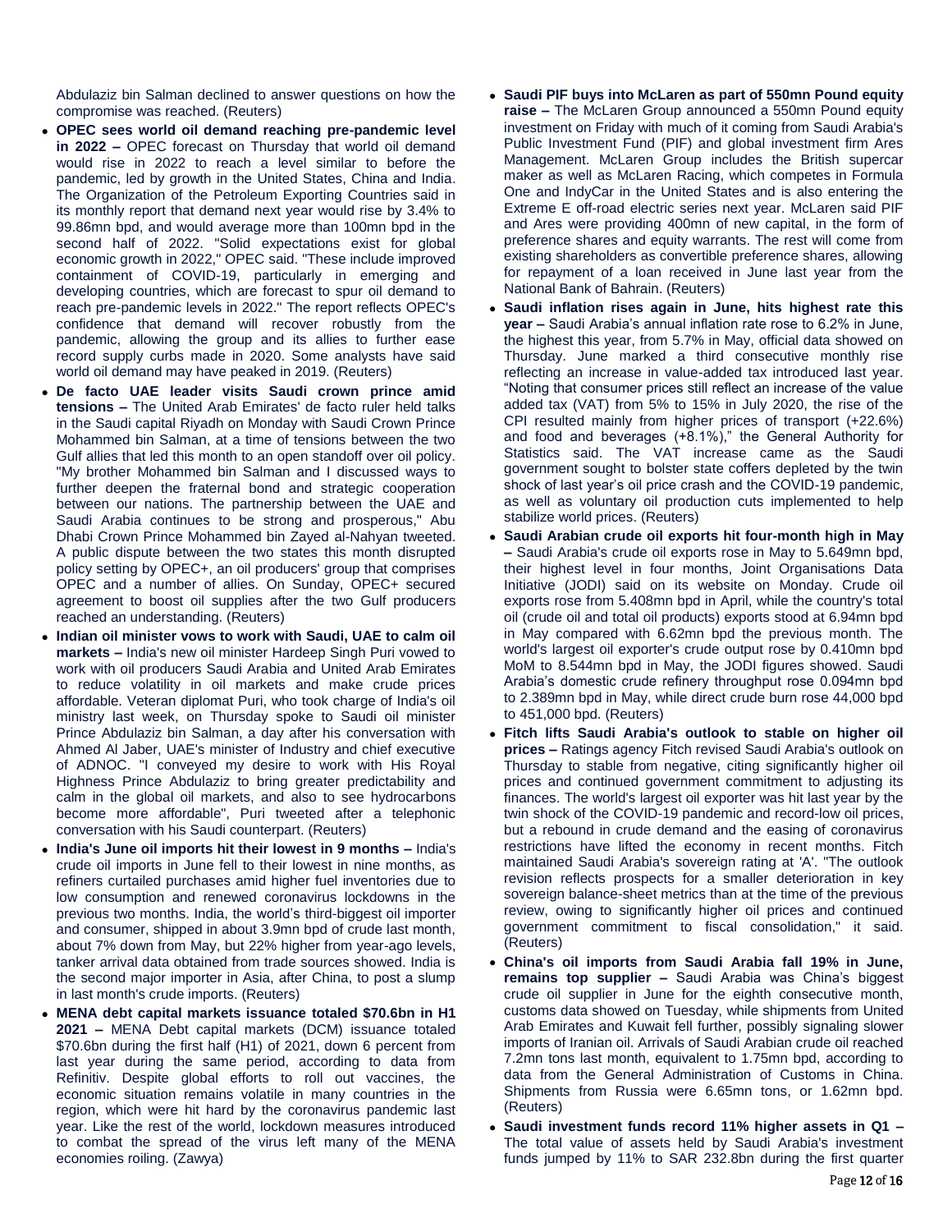Abdulaziz bin Salman declined to answer questions on how the compromise was reached. (Reuters)

- **OPEC sees world oil demand reaching pre-pandemic level in 2022 –** OPEC forecast on Thursday that world oil demand would rise in 2022 to reach a level similar to before the pandemic, led by growth in the United States, China and India. The Organization of the Petroleum Exporting Countries said in its monthly report that demand next year would rise by 3.4% to 99.86mn bpd, and would average more than 100mn bpd in the second half of 2022. "Solid expectations exist for global economic growth in 2022," OPEC said. "These include improved containment of COVID-19, particularly in emerging and developing countries, which are forecast to spur oil demand to reach pre-pandemic levels in 2022." The report reflects OPEC's confidence that demand will recover robustly from the pandemic, allowing the group and its allies to further ease record supply curbs made in 2020. Some analysts have said world oil demand may have peaked in 2019. (Reuters)
- **De facto UAE leader visits Saudi crown prince amid tensions –** The United Arab Emirates' de facto ruler held talks in the Saudi capital Riyadh on Monday with Saudi Crown Prince Mohammed bin Salman, at a time of tensions between the two Gulf allies that led this month to an open standoff over oil policy. "My brother Mohammed bin Salman and I discussed ways to further deepen the fraternal bond and strategic cooperation between our nations. The partnership between the UAE and Saudi Arabia continues to be strong and prosperous," Abu Dhabi Crown Prince Mohammed bin Zayed al-Nahyan tweeted. A public dispute between the two states this month disrupted policy setting by OPEC+, an oil producers' group that comprises OPEC and a number of allies. On Sunday, OPEC+ secured agreement to boost oil supplies after the two Gulf producers reached an understanding. (Reuters)
- **Indian oil minister vows to work with Saudi, UAE to calm oil markets –** India's new oil minister Hardeep Singh Puri vowed to work with oil producers Saudi Arabia and United Arab Emirates to reduce volatility in oil markets and make crude prices affordable. Veteran diplomat Puri, who took charge of India's oil ministry last week, on Thursday spoke to Saudi oil minister Prince Abdulaziz bin Salman, a day after his conversation with Ahmed Al Jaber, UAE's minister of Industry and chief executive of ADNOC. "I conveyed my desire to work with His Royal Highness Prince Abdulaziz to bring greater predictability and calm in the global oil markets, and also to see hydrocarbons become more affordable", Puri tweeted after a telephonic conversation with his Saudi counterpart. (Reuters)
- **India's June oil imports hit their lowest in 9 months –** India's crude oil imports in June fell to their lowest in nine months, as refiners curtailed purchases amid higher fuel inventories due to low consumption and renewed coronavirus lockdowns in the previous two months. India, the world's third-biggest oil importer and consumer, shipped in about 3.9mn bpd of crude last month, about 7% down from May, but 22% higher from year-ago levels, tanker arrival data obtained from trade sources showed. India is the second major importer in Asia, after China, to post a slump in last month's crude imports. (Reuters)
- **MENA debt capital markets issuance totaled $70.6bn in H1 2021 –** MENA Debt capital markets (DCM) issuance totaled $70.6bn during the first half (H1) of 2021, down 6 percent from last year during the same period, according to data from Refinitiv. Despite global efforts to roll out vaccines, the economic situation remains volatile in many countries in the region, which were hit hard by the coronavirus pandemic last year. Like the rest of the world, lockdown measures introduced to combat the spread of the virus left many of the MENA economies roiling. (Zawya)
- **Saudi PIF buys into McLaren as part of 550mn Pound equity raise –** The McLaren Group announced a 550mn Pound equity investment on Friday with much of it coming from Saudi Arabia's Public Investment Fund (PIF) and global investment firm Ares Management. McLaren Group includes the British supercar maker as well as McLaren Racing, which competes in Formula One and IndyCar in the United States and is also entering the Extreme E off-road electric series next year. McLaren said PIF and Ares were providing 400mn of new capital, in the form of preference shares and equity warrants. The rest will come from existing shareholders as convertible preference shares, allowing for repayment of a loan received in June last year from the National Bank of Bahrain. (Reuters)
- **Saudi inflation rises again in June, hits highest rate this year –** Saudi Arabia's annual inflation rate rose to 6.2% in June, the highest this year, from 5.7% in May, official data showed on Thursday. June marked a third consecutive monthly rise reflecting an increase in value-added tax introduced last year. "Noting that consumer prices still reflect an increase of the value added tax (VAT) from 5% to 15% in July 2020, the rise of the CPI resulted mainly from higher prices of transport (+22.6%) and food and beverages (+8.1%)," the General Authority for Statistics said. The VAT increase came as the Saudi government sought to bolster state coffers depleted by the twin shock of last year's oil price crash and the COVID-19 pandemic, as well as voluntary oil production cuts implemented to help stabilize world prices. (Reuters)
- **Saudi Arabian crude oil exports hit four-month high in May –** Saudi Arabia's crude oil exports rose in May to 5.649mn bpd, their highest level in four months, Joint Organisations Data Initiative (JODI) said on its website on Monday. Crude oil exports rose from 5.408mn bpd in April, while the country's total oil (crude oil and total oil products) exports stood at 6.94mn bpd in May compared with 6.62mn bpd the previous month. The world's largest oil exporter's crude output rose by 0.410mn bpd MoM to 8.544mn bpd in May, the JODI figures showed. Saudi Arabia's domestic crude refinery throughput rose 0.094mn bpd to 2.389mn bpd in May, while direct crude burn rose 44,000 bpd to 451,000 bpd. (Reuters)
- **Fitch lifts Saudi Arabia's outlook to stable on higher oil prices –** Ratings agency Fitch revised Saudi Arabia's outlook on Thursday to stable from negative, citing significantly higher oil prices and continued government commitment to adjusting its finances. The world's largest oil exporter was hit last year by the twin shock of the COVID-19 pandemic and record-low oil prices, but a rebound in crude demand and the easing of coronavirus restrictions have lifted the economy in recent months. Fitch maintained Saudi Arabia's sovereign rating at 'A'. "The outlook revision reflects prospects for a smaller deterioration in key sovereign balance-sheet metrics than at the time of the previous review, owing to significantly higher oil prices and continued government commitment to fiscal consolidation," it said. (Reuters)
- **China's oil imports from Saudi Arabia fall 19% in June, remains top supplier –** Saudi Arabia was China's biggest crude oil supplier in June for the eighth consecutive month, customs data showed on Tuesday, while shipments from United Arab Emirates and Kuwait fell further, possibly signaling slower imports of Iranian oil. Arrivals of Saudi Arabian crude oil reached 7.2mn tons last month, equivalent to 1.75mn bpd, according to data from the General Administration of Customs in China. Shipments from Russia were 6.65mn tons, or 1.62mn bpd. (Reuters)
- **Saudi investment funds record 11% higher assets in Q1 –** The total value of assets held by Saudi Arabia's investment funds jumped by 11% to SAR 232.8bn during the first quarter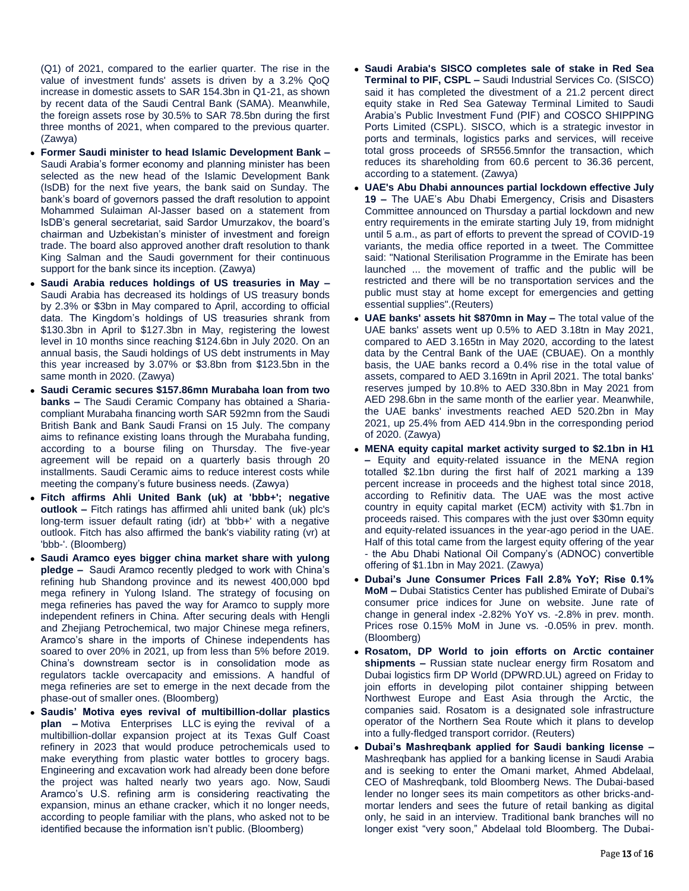(Q1) of 2021, compared to the earlier quarter. The rise in the value of investment funds' assets is driven by a 3.2% QoQ increase in domestic assets to SAR 154.3bn in Q1-21, as shown by recent data of the Saudi Central Bank (SAMA). Meanwhile, the foreign assets rose by 30.5% to SAR 78.5bn during the first three months of 2021, when compared to the previous quarter. (Zawya)

- **Former Saudi minister to head Islamic Development Bank –** Saudi Arabia's former economy and planning minister has been selected as the new head of the Islamic Development Bank (IsDB) for the next five years, the bank said on Sunday. The bank's board of governors passed the draft resolution to appoint Mohammed Sulaiman Al-Jasser based on a statement from IsDB's general secretariat, said Sardor Umurzakov, the board's chairman and Uzbekistan's minister of investment and foreign trade. The board also approved another draft resolution to thank King Salman and the Saudi government for their continuous support for the bank since its inception. (Zawya)
- **Saudi Arabia reduces holdings of US treasuries in May –** Saudi Arabia has decreased its holdings of US treasury bonds by 2.3% or $3bn in May compared to April, according to official data. The Kingdom's holdings of US treasuries shrank from $130.3bn in April to $127.3bn in May, registering the lowest level in 10 months since reaching $124.6bn in July 2020. On an annual basis, the Saudi holdings of US debt instruments in May this year increased by 3.07% or $3.8bn from $123.5bn in the same month in 2020. (Zawya)
- **Saudi Ceramic secures $157.86mn Murabaha loan from two banks –** The Saudi Ceramic Company has obtained a Sharia-compliant Murabaha financing worth SAR 592mn from the Saudi British Bank and Bank Saudi Fransi on 15 July. The company aims to refinance existing loans through the Murabaha funding, according to a bourse filing on Thursday. The five-year agreement will be repaid on a quarterly basis through 20 installments. Saudi Ceramic aims to reduce interest costs while meeting the company's future business needs. (Zawya)
- **Fitch affirms Ahli United Bank (uk) at 'bbb+'; negative outlook –** Fitch ratings has affirmed ahli united bank (uk) plc's long-term issuer default rating (idr) at 'bbb+' with a negative outlook. Fitch has also affirmed the bank's viability rating (vr) at 'bbb-'. (Bloomberg)
- **Saudi Aramco eyes bigger china market share with yulong pledge –** Saudi Aramco recently pledged to work with China's refining hub Shandong province and its newest 400,000 bpd mega refinery in Yulong Island. The strategy of focusing on mega refineries has paved the way for Aramco to supply more independent refiners in China. After securing deals with Hengli and Zhejiang Petrochemical, two major Chinese mega refiners, Aramco's share in the imports of Chinese independents has soared to over 20% in 2021, up from less than 5% before 2019. China's downstream sector is in consolidation mode as regulators tackle overcapacity and emissions. A handful of mega refineries are set to emerge in the next decade from the phase-out of smaller ones. (Bloomberg)
- **Saudis' Motiva eyes revival of multibillion-dollar plastics plan –** Motiva Enterprises LLC is eying the revival of a multibillion-dollar expansion project at its Texas Gulf Coast refinery in 2023 that would produce petrochemicals used to make everything from plastic water bottles to grocery bags. Engineering and excavation work had already been done before the project was halted nearly two years ago. Now, Saudi Aramco's U.S. refining arm is considering reactivating the expansion, minus an ethane cracker, which it no longer needs, according to people familiar with the plans, who asked not to be identified because the information isn't public. (Bloomberg)
- **Saudi Arabia's SISCO completes sale of stake in Red Sea Terminal to PIF, CSPL –** Saudi Industrial Services Co. (SISCO) said it has completed the divestment of a 21.2 percent direct equity stake in Red Sea Gateway Terminal Limited to Saudi Arabia's Public Investment Fund (PIF) and COSCO SHIPPING Ports Limited (CSPL). SISCO, which is a strategic investor in ports and terminals, logistics parks and services, will receive total gross proceeds of SR556.5mnfor the transaction, which reduces its shareholding from 60.6 percent to 36.36 percent, according to a statement. (Zawya)
- **UAE's Abu Dhabi announces partial lockdown effective July 19 –** The UAE's Abu Dhabi Emergency, Crisis and Disasters Committee announced on Thursday a partial lockdown and new entry requirements in the emirate starting July 19, from midnight until 5 a.m., as part of efforts to prevent the spread of COVID-19 variants, the media office reported in a tweet. The Committee said: "National Sterilisation Programme in the Emirate has been launched ... the movement of traffic and the public will be restricted and there will be no transportation services and the public must stay at home except for emergencies and getting essential supplies".(Reuters)
- **UAE banks' assets hit $870mn in May –** The total value of the UAE banks' assets went up 0.5% to AED 3.18tn in May 2021, compared to AED 3.165tn in May 2020, according to the latest data by the Central Bank of the UAE (CBUAE). On a monthly basis, the UAE banks record a 0.4% rise in the total value of assets, compared to AED 3.169tn in April 2021. The total banks' reserves jumped by 10.8% to AED 330.8bn in May 2021 from AED 298.6bn in the same month of the earlier year. Meanwhile, the UAE banks' investments reached AED 520.2bn in May 2021, up 25.4% from AED 414.9bn in the corresponding period of 2020. (Zawya)
- **MENA equity capital market activity surged to $2.1bn in H1 –** Equity and equity-related issuance in the MENA region totalled $2.1bn during the first half of 2021 marking a 139 percent increase in proceeds and the highest total since 2018, according to Refinitiv data. The UAE was the most active country in equity capital market (ECM) activity with $1.7bn in proceeds raised. This compares with the just over $30mn equity and equity-related issuances in the year-ago period in the UAE. Half of this total came from the largest equity offering of the year - the Abu Dhabi National Oil Company's (ADNOC) convertible offering of $1.1bn in May 2021. (Zawya)
- **Dubai's June Consumer Prices Fall 2.8% YoY; Rise 0.1% MoM –** Dubai Statistics Center has published Emirate of Dubai's consumer price indices for June on website. June rate of change in general index -2.82% YoY vs. -2.8% in prev. month. Prices rose 0.15% MoM in June vs. -0.05% in prev. month. (Bloomberg)
- **Rosatom, DP World to join efforts on Arctic container shipments –** Russian state nuclear energy firm Rosatom and Dubai logistics firm DP World (DPWRD.UL) agreed on Friday to join efforts in developing pilot container shipping between Northwest Europe and East Asia through the Arctic, the companies said. Rosatom is a designated sole infrastructure operator of the Northern Sea Route which it plans to develop into a fully-fledged transport corridor. (Reuters)
- **Dubai's Mashreqbank applied for Saudi banking license –** Mashreqbank has applied for a banking license in Saudi Arabia and is seeking to enter the Omani market, Ahmed Abdelaal, CEO of Mashreqbank, told Bloomberg News. The Dubai-based lender no longer sees its main competitors as other bricks-and-mortar lenders and sees the future of retail banking as digital only, he said in an interview. Traditional bank branches will no longer exist "very soon," Abdelaal told Bloomberg. The Dubai-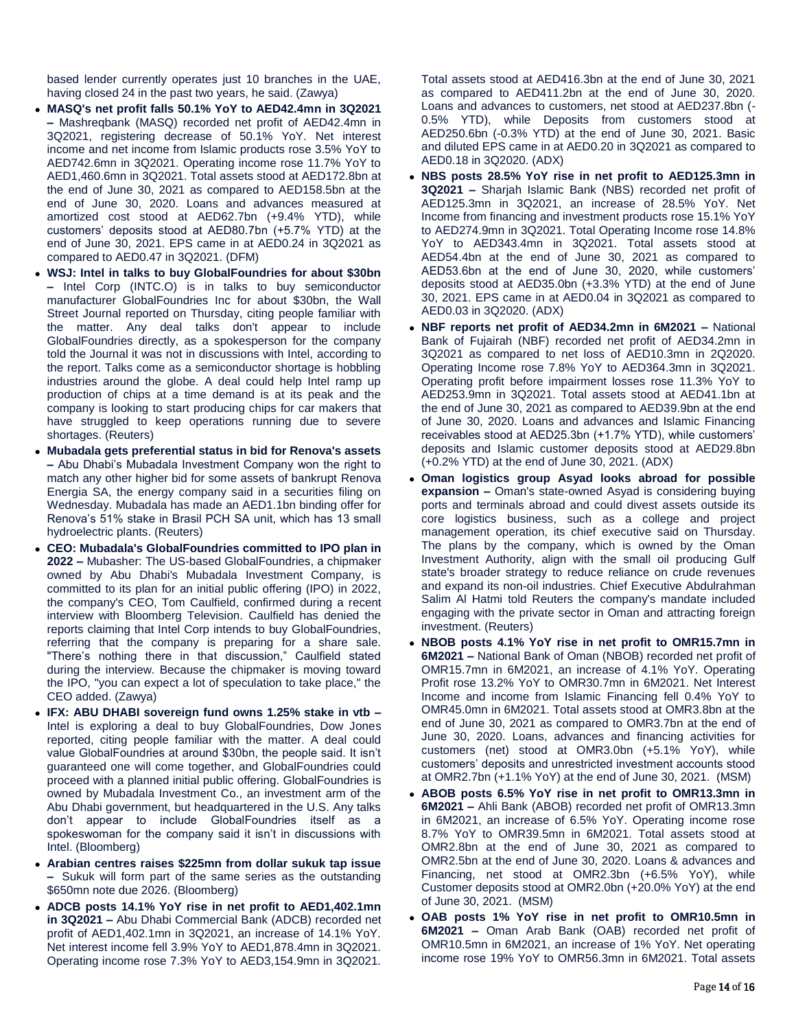based lender currently operates just 10 branches in the UAE, having closed 24 in the past two years, he said. (Zawya)

- **MASQ's net profit falls 50.1% YoY to AED42.4mn in 3Q2021 –** Mashreqbank (MASQ) recorded net profit of AED42.4mn in 3Q2021, registering decrease of 50.1% YoY. Net interest income and net income from Islamic products rose 3.5% YoY to AED742.6mn in 3Q2021. Operating income rose 11.7% YoY to AED1,460.6mn in 3Q2021. Total assets stood at AED172.8bn at the end of June 30, 2021 as compared to AED158.5bn at the end of June 30, 2020. Loans and advances measured at amortized cost stood at AED62.7bn (+9.4% YTD), while customers' deposits stood at AED80.7bn (+5.7% YTD) at the end of June 30, 2021. EPS came in at AED0.24 in 3Q2021 as compared to AED0.47 in 3Q2021. (DFM)
- **WSJ: Intel in talks to buy GlobalFoundries for about $30bn –** Intel Corp (INTC.O) is in talks to buy semiconductor manufacturer GlobalFoundries Inc for about $30bn, the Wall Street Journal reported on Thursday, citing people familiar with the matter. Any deal talks don't appear to include GlobalFoundries directly, as a spokesperson for the company told the Journal it was not in discussions with Intel, according to the report. Talks come as a semiconductor shortage is hobbling industries around the globe. A deal could help Intel ramp up production of chips at a time demand is at its peak and the company is looking to start producing chips for car makers that have struggled to keep operations running due to severe shortages. (Reuters)
- **Mubadala gets preferential status in bid for Renova's assets –** Abu Dhabi's Mubadala Investment Company won the right to match any other higher bid for some assets of bankrupt Renova Energia SA, the energy company said in a securities filing on Wednesday. Mubadala has made an AED1.1bn binding offer for Renova's 51% stake in Brasil PCH SA unit, which has 13 small hydroelectric plants. (Reuters)
- **CEO: Mubadala's GlobalFoundries committed to IPO plan in 2022 –** Mubasher: The US-based GlobalFoundries, a chipmaker owned by Abu Dhabi's Mubadala Investment Company, is committed to its plan for an initial public offering (IPO) in 2022, the company's CEO, Tom Caulfield, confirmed during a recent interview with Bloomberg Television. Caulfield has denied the reports claiming that Intel Corp intends to buy GlobalFoundries, referring that the company is preparing for a share sale. "There's nothing there in that discussion," Caulfield stated during the interview. Because the chipmaker is moving toward the IPO, "you can expect a lot of speculation to take place," the CEO added. (Zawya)
- **IFX: ABU DHABI sovereign fund owns 1.25% stake in vtb –** Intel is exploring a deal to buy GlobalFoundries, Dow Jones reported, citing people familiar with the matter. A deal could value GlobalFoundries at around $30bn, the people said. It isn't guaranteed one will come together, and GlobalFoundries could proceed with a planned initial public offering. GlobalFoundries is owned by Mubadala Investment Co., an investment arm of the Abu Dhabi government, but headquartered in the U.S. Any talks don't appear to include GlobalFoundries itself as a spokeswoman for the company said it isn't in discussions with Intel. (Bloomberg)
- **Arabian centres raises $225mn from dollar sukuk tap issue –** Sukuk will form part of the same series as the outstanding $650mn note due 2026. (Bloomberg)
- **ADCB posts 14.1% YoY rise in net profit to AED1,402.1mn in 3Q2021 –** Abu Dhabi Commercial Bank (ADCB) recorded net profit of AED1,402.1mn in 3Q2021, an increase of 14.1% YoY. Net interest income fell 3.9% YoY to AED1,878.4mn in 3Q2021. Operating income rose 7.3% YoY to AED3,154.9mn in 3Q2021. Total assets stood at AED416.3bn at the end of June 30, 2021 as compared to AED411.2bn at the end of June 30, 2020. Loans and advances to customers, net stood at AED237.8bn (-0.5% YTD), while Deposits from customers stood at AED250.6bn (-0.3% YTD) at the end of June 30, 2021. Basic and diluted EPS came in at AED0.20 in 3Q2021 as compared to AED0.18 in 3Q2020. (ADX)
- **NBS posts 28.5% YoY rise in net profit to AED125.3mn in 3Q2021 –** Sharjah Islamic Bank (NBS) recorded net profit of AED125.3mn in 3Q2021, an increase of 28.5% YoY. Net Income from financing and investment products rose 15.1% YoY to AED274.9mn in 3Q2021. Total Operating Income rose 14.8% YoY to AED343.4mn in 3Q2021. Total assets stood at AED54.4bn at the end of June 30, 2021 as compared to AED53.6bn at the end of June 30, 2020, while customers' deposits stood at AED35.0bn (+3.3% YTD) at the end of June 30, 2021. EPS came in at AED0.04 in 3Q2021 as compared to AED0.03 in 3Q2020. (ADX)
- **NBF reports net profit of AED34.2mn in 6M2021 –** National Bank of Fujairah (NBF) recorded net profit of AED34.2mn in 3Q2021 as compared to net loss of AED10.3mn in 2Q2020. Operating Income rose 7.8% YoY to AED364.3mn in 3Q2021. Operating profit before impairment losses rose 11.3% YoY to AED253.9mn in 3Q2021. Total assets stood at AED41.1bn at the end of June 30, 2021 as compared to AED39.9bn at the end of June 30, 2020. Loans and advances and Islamic Financing receivables stood at AED25.3bn (+1.7% YTD), while customers' deposits and Islamic customer deposits stood at AED29.8bn (+0.2% YTD) at the end of June 30, 2021. (ADX)
- **Oman logistics group Asyad looks abroad for possible expansion –** Oman's state-owned Asyad is considering buying ports and terminals abroad and could divest assets outside its core logistics business, such as a college and project management operation, its chief executive said on Thursday. The plans by the company, which is owned by the Oman Investment Authority, align with the small oil producing Gulf state's broader strategy to reduce reliance on crude revenues and expand its non-oil industries. Chief Executive Abdulrahman Salim Al Hatmi told Reuters the company's mandate included engaging with the private sector in Oman and attracting foreign investment. (Reuters)
- **NBOB posts 4.1% YoY rise in net profit to OMR15.7mn in 6M2021 –** National Bank of Oman (NBOB) recorded net profit of OMR15.7mn in 6M2021, an increase of 4.1% YoY. Operating Profit rose 13.2% YoY to OMR30.7mn in 6M2021. Net Interest Income and income from Islamic Financing fell 0.4% YoY to OMR45.0mn in 6M2021. Total assets stood at OMR3.8bn at the end of June 30, 2021 as compared to OMR3.7bn at the end of June 30, 2020. Loans, advances and financing activities for customers (net) stood at OMR3.0bn (+5.1% YoY), while customers' deposits and unrestricted investment accounts stood at OMR2.7bn (+1.1% YoY) at the end of June 30, 2021. (MSM)
- **ABOB posts 6.5% YoY rise in net profit to OMR13.3mn in 6M2021 –** Ahli Bank (ABOB) recorded net profit of OMR13.3mn in 6M2021, an increase of 6.5% YoY. Operating income rose 8.7% YoY to OMR39.5mn in 6M2021. Total assets stood at OMR2.8bn at the end of June 30, 2021 as compared to OMR2.5bn at the end of June 30, 2020. Loans & advances and Financing, net stood at OMR2.3bn (+6.5% YoY), while Customer deposits stood at OMR2.0bn (+20.0% YoY) at the end of June 30, 2021. (MSM)
- **OAB posts 1% YoY rise in net profit to OMR10.5mn in 6M2021 –** Oman Arab Bank (OAB) recorded net profit of OMR10.5mn in 6M2021, an increase of 1% YoY. Net operating income rose 19% YoY to OMR56.3mn in 6M2021. Total assets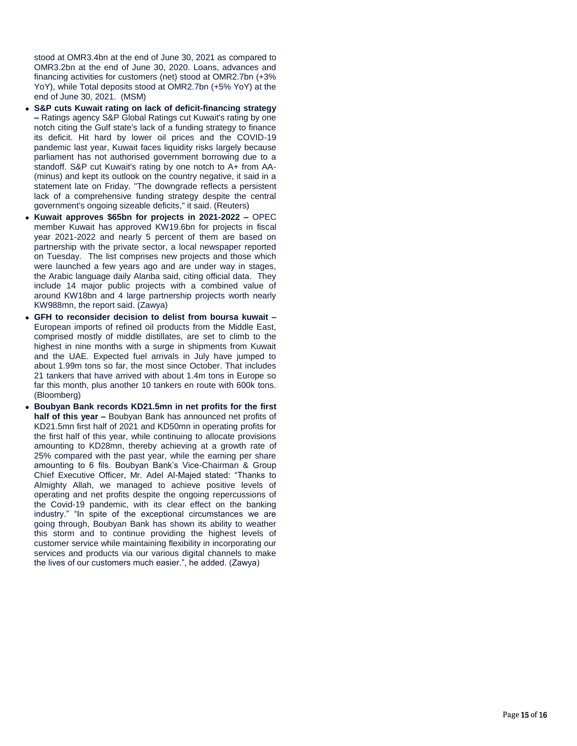stood at OMR3.4bn at the end of June 30, 2021 as compared to OMR3.2bn at the end of June 30, 2020. Loans, advances and financing activities for customers (net) stood at OMR2.7bn (+3% YoY), while Total deposits stood at OMR2.7bn (+5% YoY) at the end of June 30, 2021. (MSM)

- **S&P cuts Kuwait rating on lack of deficit-financing strategy –** Ratings agency S&P Global Ratings cut Kuwait's rating by one notch citing the Gulf state's lack of a funding strategy to finance its deficit. Hit hard by lower oil prices and the COVID-19 pandemic last year, Kuwait faces liquidity risks largely because parliament has not authorised government borrowing due to a standoff. S&P cut Kuwait's rating by one notch to A+ from AA- (minus) and kept its outlook on the country negative, it said in a statement late on Friday. "The downgrade reflects a persistent lack of a comprehensive funding strategy despite the central government's ongoing sizeable deficits," it said. (Reuters)
- **Kuwait approves $65bn for projects in 2021-2022 –** OPEC member Kuwait has approved KW19.6bn for projects in fiscal year 2021-2022 and nearly 5 percent of them are based on partnership with the private sector, a local newspaper reported on Tuesday. The list comprises new projects and those which were launched a few years ago and are under way in stages, the Arabic language daily Alanba said, citing official data. They include 14 major public projects with a combined value of around KW18bn and 4 large partnership projects worth nearly KW988mn, the report said. (Zawya)
- **GFH to reconsider decision to delist from boursa kuwait –** European imports of refined oil products from the Middle East, comprised mostly of middle distillates, are set to climb to the highest in nine months with a surge in shipments from Kuwait and the UAE. Expected fuel arrivals in July have jumped to about 1.99m tons so far, the most since October. That includes 21 tankers that have arrived with about 1.4m tons in Europe so far this month, plus another 10 tankers en route with 600k tons. (Bloomberg)
- **Boubyan Bank records KD21.5mn in net profits for the first half of this year –** Boubyan Bank has announced net profits of KD21.5mn first half of 2021 and KD50mn in operating profits for the first half of this year, while continuing to allocate provisions amounting to KD28mn, thereby achieving at a growth rate of 25% compared with the past year, while the earning per share amounting to 6 fils. Boubyan Bank's Vice-Chairman & Group Chief Executive Officer, Mr. Adel Al-Majed stated: "Thanks to Almighty Allah, we managed to achieve positive levels of operating and net profits despite the ongoing repercussions of the Covid-19 pandemic, with its clear effect on the banking industry." "In spite of the exceptional circumstances we are going through, Boubyan Bank has shown its ability to weather this storm and to continue providing the highest levels of customer service while maintaining flexibility in incorporating our services and products via our various digital channels to make the lives of our customers much easier.", he added. (Zawya)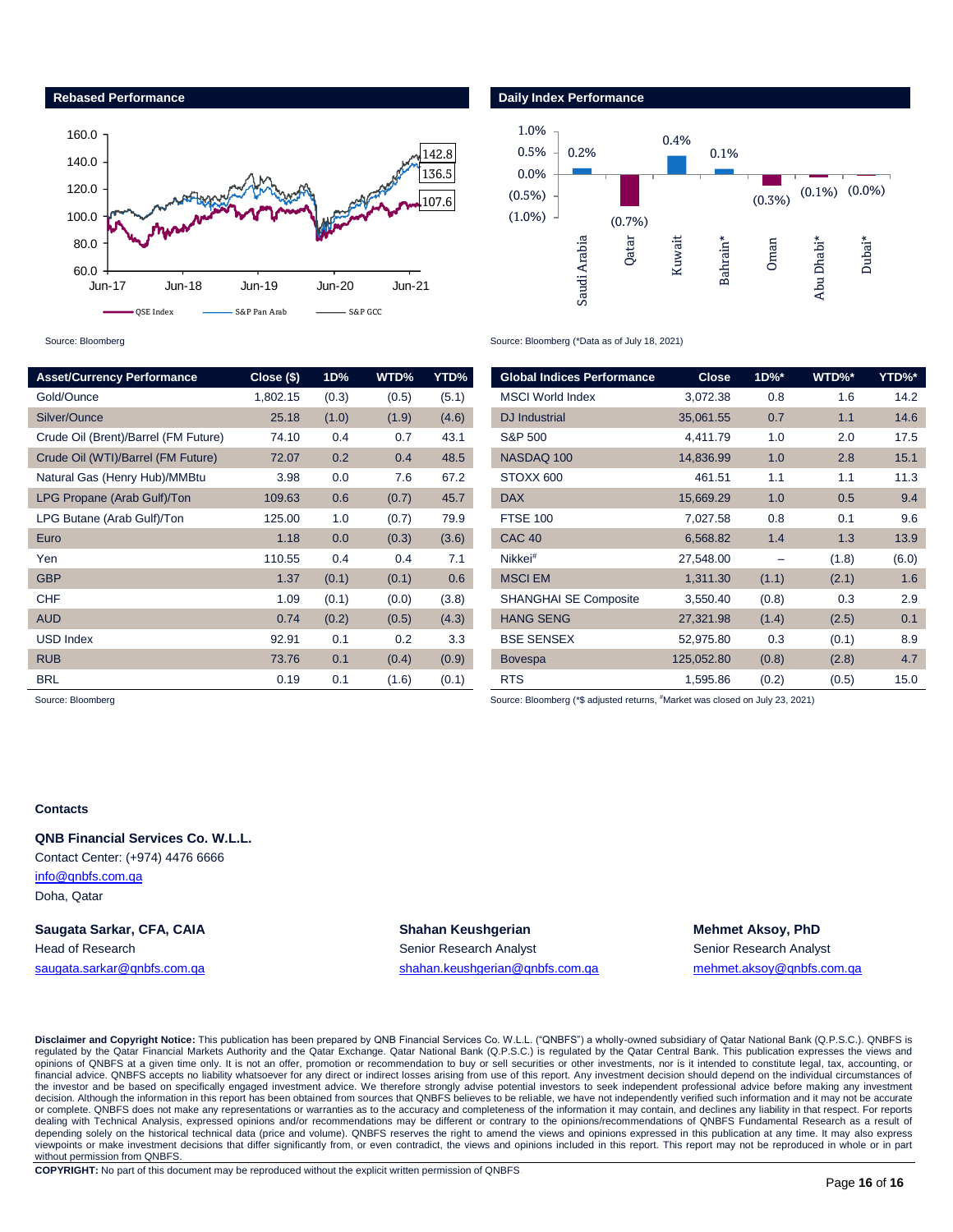**Rebased Performance**

160.0
140.0
120.0
100.0
80.0
60.0

Jun-17 Jun-18 Jun-19 Jun-20 Jun-21

142.8
136.5
107.6

QSE Index S&P Pan Arab S&P GCC

Source: Bloomberg

**Daily Index Performance**

1.0%
0.5%
0.0%
(0.5%)
(1.0%)

0.2% (0.7%) 0.4% 0.1% (0.3%) (0.1%) (0.0%)

Saudi Arabia Qatar Kuwait Bahrain* Oman Abu Dhabi* Dubai*

Source: Bloomberg (*Data as of July 18, 2021)

| Asset/Currency Performance | Close ($) | 1D% | WTD% | YTD% |
|---|---|---|---|---|
| Gold/Ounce | 1,802.15 | (0.3) | (0.5) | (5.1) |
| Silver/Ounce | 25.18 | (1.0) | (1.9) | (4.6) |
| Crude Oil (Brent)/Barrel (FM Future) | 74.10 | 0.4 | 0.7 | 43.1 |
| Crude Oil (WTI)/Barrel (FM Future) | 72.07 | 0.2 | 0.4 | 48.5 |
| Natural Gas (Henry Hub)/MMBtu | 3.98 | 0.0 | 7.6 | 67.2 |
| LPG Propane (Arab Gulf)/Ton | 109.63 | 0.6 | (0.7) | 45.7 |
| LPG Butane (Arab Gulf)/Ton | 125.00 | 1.0 | (0.7) | 79.9 |
| Euro | 1.18 | 0.0 | (0.3) | (3.6) |
| Yen | 110.55 | 0.4 | 0.4 | 7.1 |
| GBP | 1.37 | (0.1) | (0.1) | 0.6 |
| CHF | 1.09 | (0.1) | (0.0) | (3.8) |
| AUD | 0.74 | (0.2) | (0.5) | (4.3) |
| USD Index | 92.91 | 0.1 | 0.2 | 3.3 |
| RUB | 73.76 | 0.1 | (0.4) | (0.9) |
| BRL | 0.19 | 0.1 | (1.6) | (0.1) |

Source: Bloomberg

| Global Indices Performance | Close | 1D%* | WTD%* | YTD%* |
|---|---|---|---|---|
| MSCI World Index | 3,072.38 | 0.8 | 1.6 | 14.2 |
| DJ Industrial | 35,061.55 | 0.7 | 1.1 | 14.6 |
| S&P 500 | 4,411.79 | 1.0 | 2.0 | 17.5 |
| NASDAQ 100 | 14,836.99 | 1.0 | 2.8 | 15.1 |
| STOXX 600 | 461.51 | 1.1 | 1.1 | 11.3 |
| DAX | 15,669.29 | 1.0 | 0.5 | 9.4 |
| FTSE 100 | 7,027.58 | 0.8 | 0.1 | 9.6 |
| CAC 40 | 6,568.82 | 1.4 | 1.3 | 13.9 |
| Nikkei# | 27,548.00 | – | (1.8) | (6.0) |
| MSCI EM | 1,311.30 | (1.1) | (2.1) | 1.6 |
| SHANGHAI SE Composite | 3,550.40 | (0.8) | 0.3 | 2.9 |
| HANG SENG | 27,321.98 | (1.4) | (2.5) | 0.1 |
| BSE SENSEX | 52,975.80 | 0.3 | (0.1) | 8.9 |
| Bovespa | 125,052.80 | (0.8) | (2.8) | 4.7 |
| RTS | 1,595.86 | (0.2) | (0.5) | 15.0 |

Source: Bloomberg (*$ adjusted returns, #Market was closed on July 23, 2021)

**Contacts**

**QNB Financial Services Co. W.L.L.**
Contact Center: (+974) 4476 6666
info@qnbfs.com.qa
Doha, Qatar

**Saugata Sarkar, CFA, CAIA**
Head of Research
saugata.sarkar@qnbfs.com.qa

**Shahan Keushgerian**
Senior Research Analyst
shahan.keushgerian@qnbfs.com.qa

**Mehmet Aksoy, PhD**
Senior Research Analyst
mehmet.aksoy@qnbfs.com.qa

**Disclaimer and Copyright Notice:** This publication has been prepared by QNB Financial Services Co. W.L.L. ("QNBFS") a wholly-owned subsidiary of Qatar National Bank (Q.P.S.C.). QNBFS is regulated by the Qatar Financial Markets Authority and the Qatar Exchange. Qatar National Bank (Q.P.S.C.) is regulated by the Qatar Central Bank. This publication expresses the views and opinions of QNBFS at a given time only. It is not an offer, promotion or recommendation to buy or sell securities or other investments, nor is it intended to constitute legal, tax, accounting, or financial advice. QNBFS accepts no liability whatsoever for any direct or indirect losses arising from use of this report. Any investment decision should depend on the individual circumstances of the investor and be based on specifically engaged investment advice. We therefore strongly advise potential investors to seek independent professional advice before making any investment decision. Although the information in this report has been obtained from sources that QNBFS believes to be reliable, we have not independently verified such information and it may not be accurate or complete. QNBFS does not make any representations or warranties as to the accuracy and completeness of the information it may contain, and declines any liability in that respect. For reports dealing with Technical Analysis, expressed opinions and/or recommendations may be different or contrary to the opinions/recommendations of QNBFS Fundamental Research as a result of depending solely on the historical technical data (price and volume). QNBFS reserves the right to amend the views and opinions expressed in this publication at any time. It may also express viewpoints or make investment decisions that differ significantly from, or even contradict, the views and opinions included in this report. This report may not be reproduced in whole or in part without permission from QNBFS.

**COPYRIGHT:** No part of this document may be reproduced without the explicit written permission of QNBFS